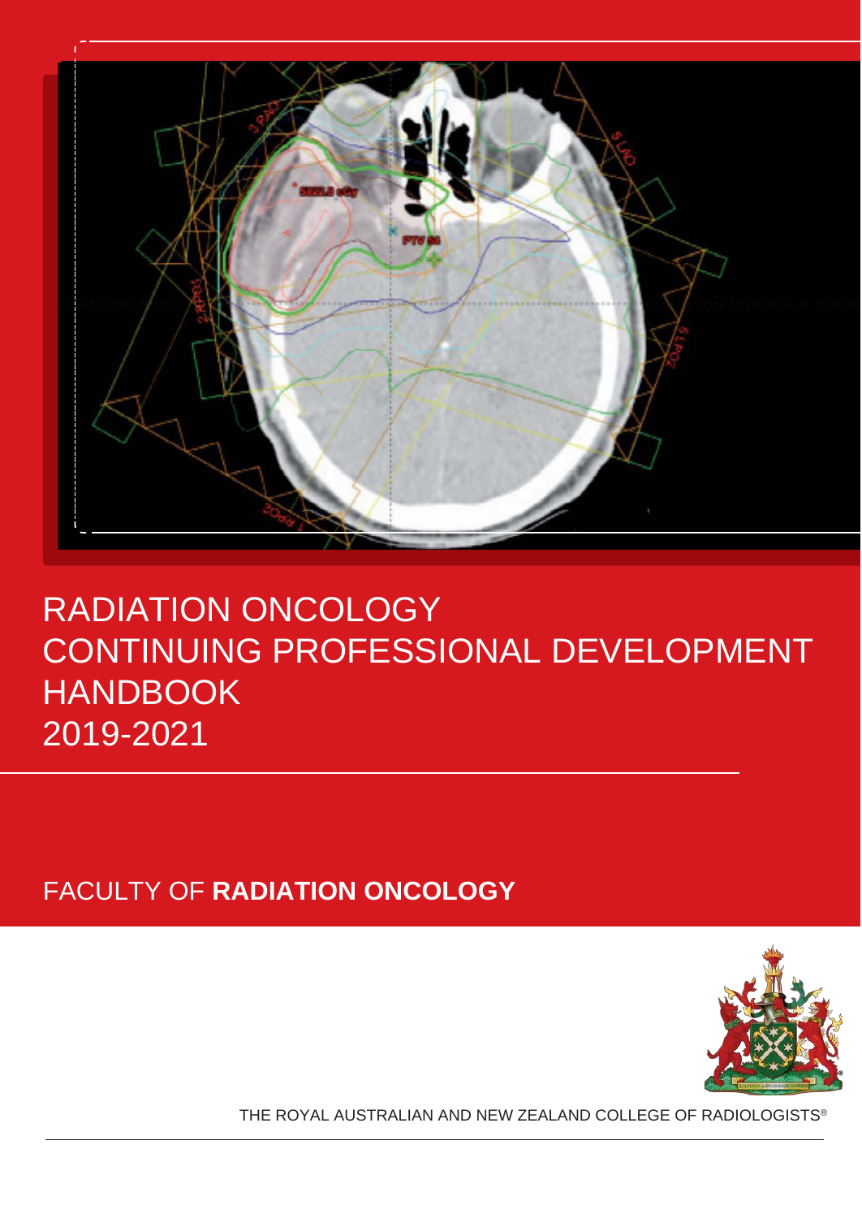# RADIATION ONCOLOGY CONTINUING PROFESSIONAL DEVELOPMENT HANDBOOK 2019-2021

FACULTY OF **RADIATION ONCOLOGY**

THE ROYAL AUSTRALIAN AND NEW ZEALAND COLLEGE OF RADIOLOGISTS®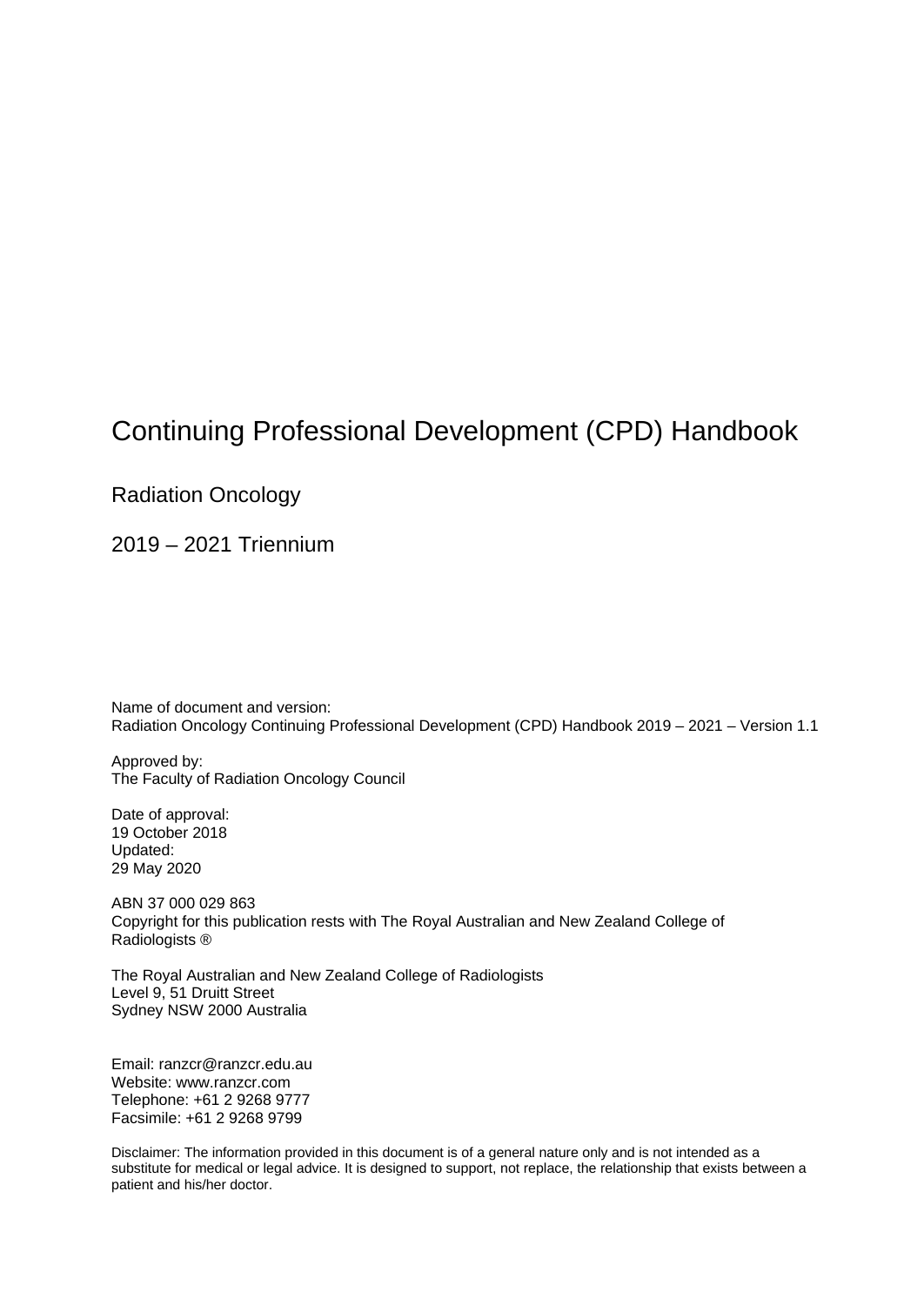# Continuing Professional Development (CPD) Handbook

## Radiation Oncology

## 2019 – 2021 Triennium

Name of document and version:
Radiation Oncology Continuing Professional Development (CPD) Handbook 2019 – 2021 – Version 1.1

Approved by:
The Faculty of Radiation Oncology Council

Date of approval:
19 October 2018
Updated:
29 May 2020

ABN 37 000 029 863
Copyright for this publication rests with The Royal Australian and New Zealand College of Radiologists ®

The Royal Australian and New Zealand College of Radiologists
Level 9, 51 Druitt Street
Sydney NSW 2000 Australia

Email: ranzcr@ranzcr.edu.au
Website: www.ranzcr.com
Telephone: +61 2 9268 9777
Facsimile: +61 2 9268 9799

Disclaimer: The information provided in this document is of a general nature only and is not intended as a substitute for medical or legal advice. It is designed to support, not replace, the relationship that exists between a patient and his/her doctor.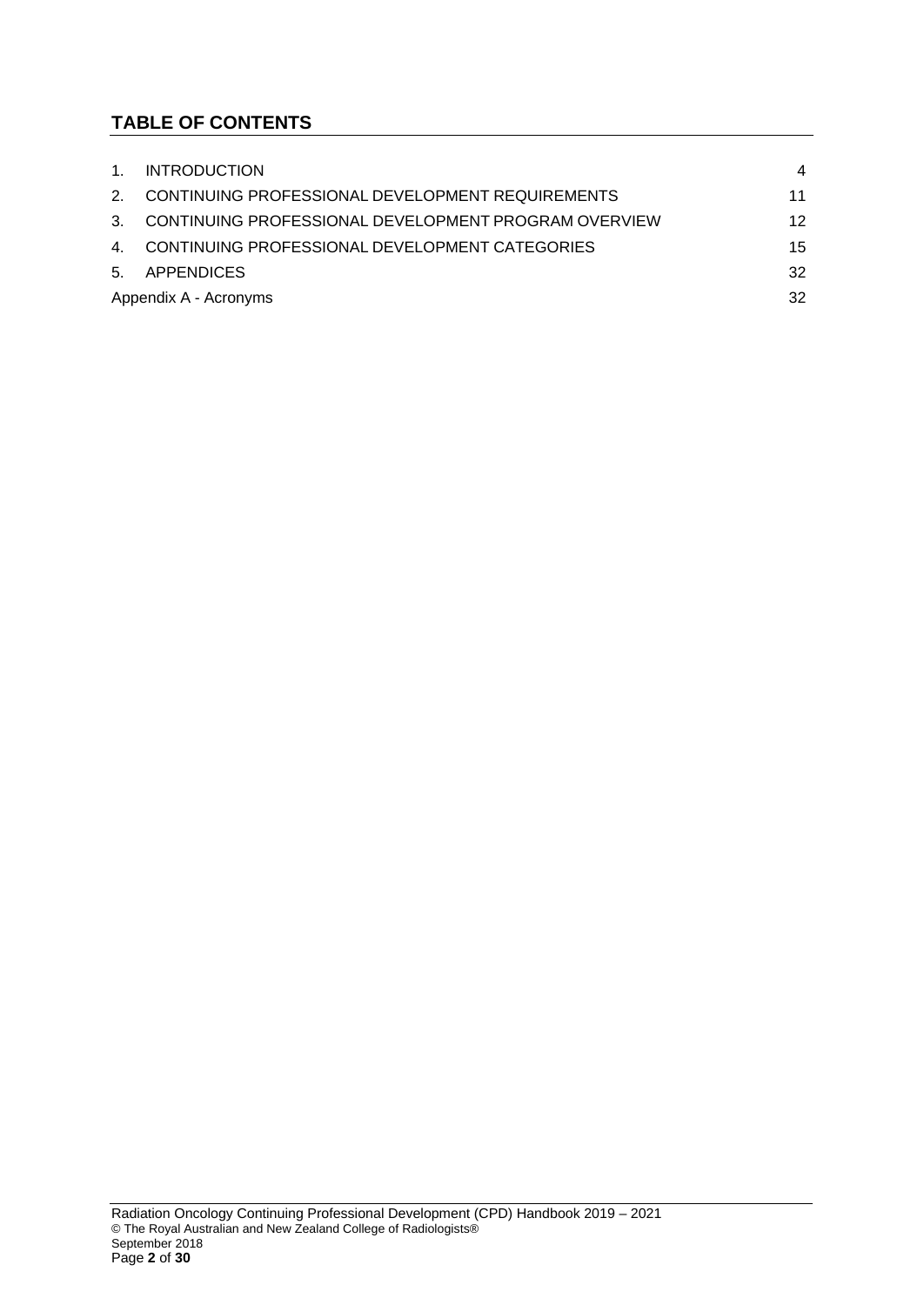## TABLE OF CONTENTS

| | | |
|---|---|---|
| 1. | INTRODUCTION | 4 |
| 2. | CONTINUING PROFESSIONAL DEVELOPMENT REQUIREMENTS | 11 |
| 3. | CONTINUING PROFESSIONAL DEVELOPMENT PROGRAM OVERVIEW | 12 |
| 4. | CONTINUING PROFESSIONAL DEVELOPMENT CATEGORIES | 15 |
| 5. | APPENDICES | 32 |
| Appendix A - Acronyms | | 32 |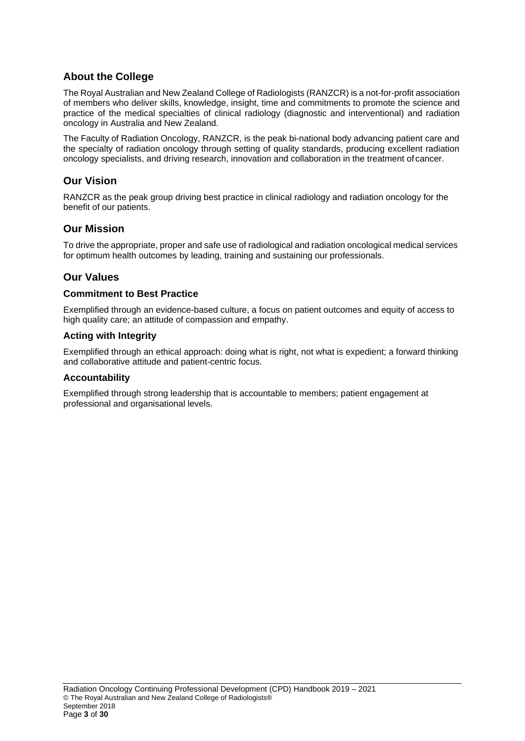## About the College

The Royal Australian and New Zealand College of Radiologists (RANZCR) is a not-for-profit association of members who deliver skills, knowledge, insight, time and commitments to promote the science and practice of the medical specialties of clinical radiology (diagnostic and interventional) and radiation oncology in Australia and New Zealand.

The Faculty of Radiation Oncology, RANZCR, is the peak bi-national body advancing patient care and the specialty of radiation oncology through setting of quality standards, producing excellent radiation oncology specialists, and driving research, innovation and collaboration in the treatment of cancer.

## Our Vision

RANZCR as the peak group driving best practice in clinical radiology and radiation oncology for the benefit of our patients.

## Our Mission

To drive the appropriate, proper and safe use of radiological and radiation oncological medical services for optimum health outcomes by leading, training and sustaining our professionals.

## Our Values

### Commitment to Best Practice

Exemplified through an evidence-based culture, a focus on patient outcomes and equity of access to high quality care; an attitude of compassion and empathy.

### Acting with Integrity

Exemplified through an ethical approach: doing what is right, not what is expedient; a forward thinking and collaborative attitude and patient-centric focus.

### Accountability

Exemplified through strong leadership that is accountable to members; patient engagement at professional and organisational levels.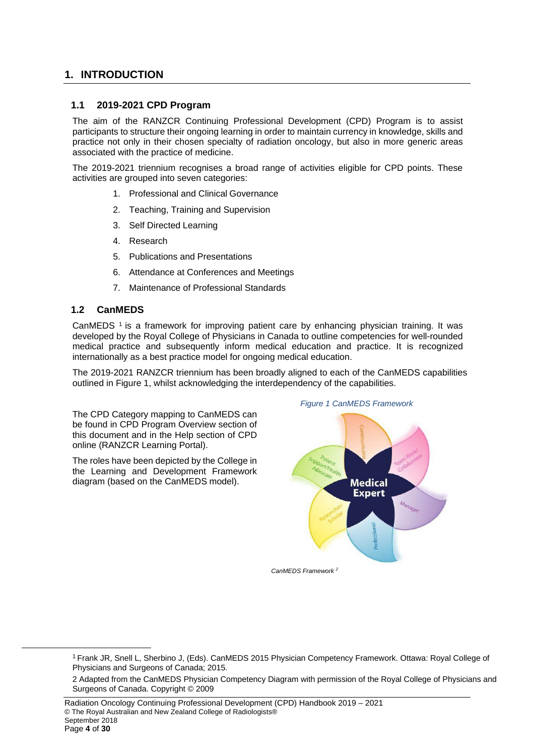# 1. INTRODUCTION

## 1.1 2019-2021 CPD Program

The aim of the RANZCR Continuing Professional Development (CPD) Program is to assist participants to structure their ongoing learning in order to maintain currency in knowledge, skills and practice not only in their chosen specialty of radiation oncology, but also in more generic areas associated with the practice of medicine.

The 2019-2021 triennium recognises a broad range of activities eligible for CPD points. These activities are grouped into seven categories:

1. Professional and Clinical Governance
2. Teaching, Training and Supervision
3. Self Directed Learning
4. Research
5. Publications and Presentations
6. Attendance at Conferences and Meetings
7. Maintenance of Professional Standards

## 1.2 CanMEDS

CanMEDS [1] is a framework for improving patient care by enhancing physician training. It was developed by the Royal College of Physicians in Canada to outline competencies for well-rounded medical practice and subsequently inform medical education and practice. It is recognized internationally as a best practice model for ongoing medical education.

The 2019-2021 RANZCR triennium has been broadly aligned to each of the CanMEDS capabilities outlined in Figure 1, whilst acknowledging the interdependency of the capabilities.

The CPD Category mapping to CanMEDS can be found in CPD Program Overview section of this document and in the Help section of CPD online (RANZCR Learning Portal).

The roles have been depicted by the College in the Learning and Development Framework diagram (based on the CanMEDS model).

*Figure 1 CanMEDS Framework*

*CanMEDS Framework [2]*

---

[1] Frank JR, Snell L, Sherbino J, (Eds). CanMEDS 2015 Physician Competency Framework. Ottawa: Royal College of Physicians and Surgeons of Canada; 2015.

2 Adapted from the CanMEDS Physician Competency Diagram with permission of the Royal College of Physicians and Surgeons of Canada. Copyright © 2009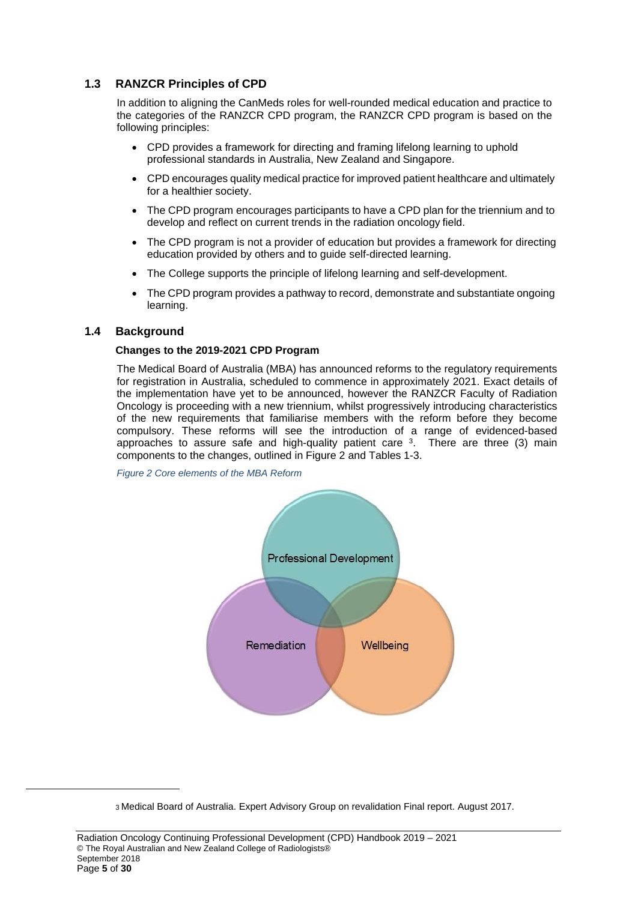## 1.3 RANZCR Principles of CPD

In addition to aligning the CanMeds roles for well-rounded medical education and practice to the categories of the RANZCR CPD program, the RANZCR CPD program is based on the following principles:

- CPD provides a framework for directing and framing lifelong learning to uphold professional standards in Australia, New Zealand and Singapore.
- CPD encourages quality medical practice for improved patient healthcare and ultimately for a healthier society.
- The CPD program encourages participants to have a CPD plan for the triennium and to develop and reflect on current trends in the radiation oncology field.
- The CPD program is not a provider of education but provides a framework for directing education provided by others and to guide self-directed learning.
- The College supports the principle of lifelong learning and self-development.
- The CPD program provides a pathway to record, demonstrate and substantiate ongoing learning.

## 1.4 Background

**Changes to the 2019-2021 CPD Program**

The Medical Board of Australia (MBA) has announced reforms to the regulatory requirements for registration in Australia, scheduled to commence in approximately 2021. Exact details of the implementation have yet to be announced, however the RANZCR Faculty of Radiation Oncology is proceeding with a new triennium, whilst progressively introducing characteristics of the new requirements that familiarise members with the reform before they become compulsory. These reforms will see the introduction of a range of evidenced-based approaches to assure safe and high-quality patient care [3]. There are three (3) main components to the changes, outlined in Figure 2 and Tables 1-3.

*Figure 2 Core elements of the MBA Reform*

Professional Development

Remediation

Wellbeing

[3] Medical Board of Australia. Expert Advisory Group on revalidation Final report. August 2017.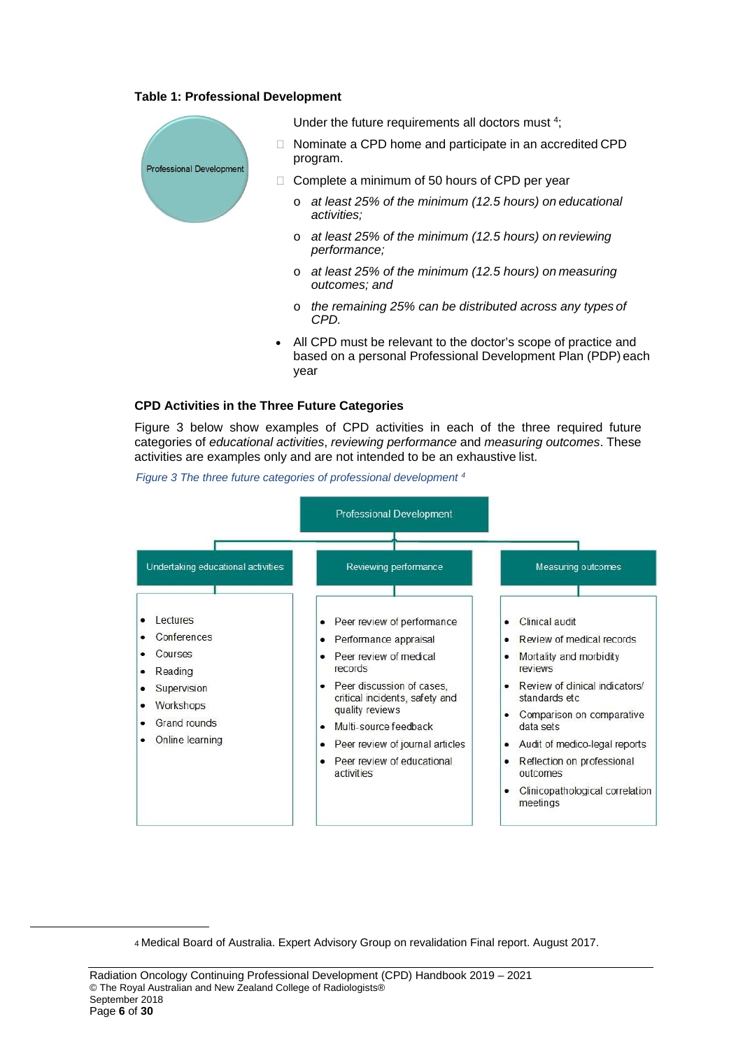**Table 1: Professional Development**

Professional Development

Under the future requirements all doctors must [4];

- Nominate a CPD home and participate in an accredited CPD program.
- Complete a minimum of 50 hours of CPD per year
  - *at least 25% of the minimum (12.5 hours) on educational activities;*
  - *at least 25% of the minimum (12.5 hours) on reviewing performance;*
  - *at least 25% of the minimum (12.5 hours) on measuring outcomes; and*
  - *the remaining 25% can be distributed across any types of CPD.*
- All CPD must be relevant to the doctor's scope of practice and based on a personal Professional Development Plan (PDP) each year

**CPD Activities in the Three Future Categories**

Figure 3 below show examples of CPD activities in each of the three required future categories of *educational activities*, *reviewing performance* and *measuring outcomes*. These activities are examples only and are not intended to be an exhaustive list.

*Figure 3 The three future categories of professional development [4]*

Professional Development

| Undertaking educational activities | Reviewing performance | Measuring outcomes |
|---|---|---|
| • Lectures<br>• Conferences<br>• Courses<br>• Reading<br>• Supervision<br>• Workshops<br>• Grand rounds<br>• Online learning | • Peer review of performance<br>• Performance appraisal<br>• Peer review of medical records<br>• Peer discussion of cases, critical incidents, safety and quality reviews<br>• Multi-source feedback<br>• Peer review of journal articles<br>• Peer review of educational activities | • Clinical audit<br>• Review of medical records<br>• Mortality and morbidity reviews<br>• Review of clinical indicators/ standards etc<br>• Comparison on comparative data sets<br>• Audit of medico-legal reports<br>• Reflection on professional outcomes<br>• Clinicopathological correlation meetings |

[4] Medical Board of Australia. Expert Advisory Group on revalidation Final report. August 2017.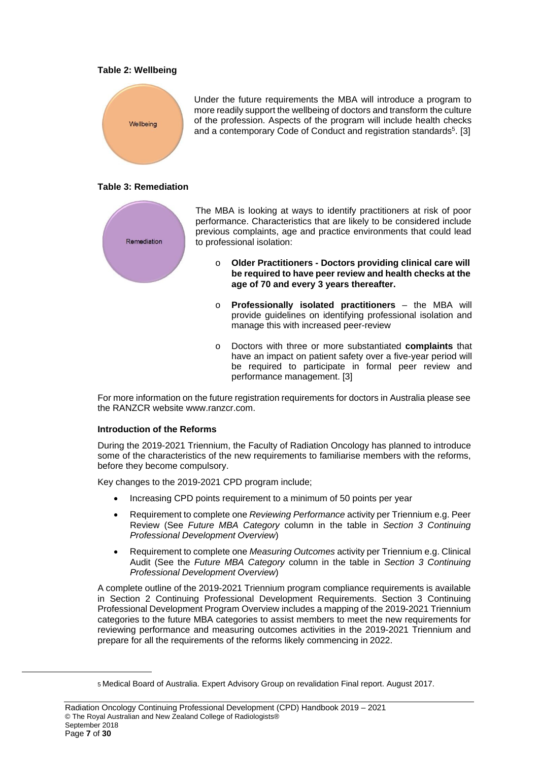**Table 2: Wellbeing**

Wellbeing

Under the future requirements the MBA will introduce a program to more readily support the wellbeing of doctors and transform the culture of the profession. Aspects of the program will include health checks and a contemporary Code of Conduct and registration standards[5]. [3]

**Table 3: Remediation**

Remediation

The MBA is looking at ways to identify practitioners at risk of poor performance. Characteristics that are likely to be considered include previous complaints, age and practice environments that could lead to professional isolation:

- **Older Practitioners - Doctors providing clinical care will be required to have peer review and health checks at the age of 70 and every 3 years thereafter.**
- **Professionally isolated practitioners** – the MBA will provide guidelines on identifying professional isolation and manage this with increased peer-review
- Doctors with three or more substantiated **complaints** that have an impact on patient safety over a five-year period will be required to participate in formal peer review and performance management. [3]

For more information on the future registration requirements for doctors in Australia please see the RANZCR website www.ranzcr.com.

**Introduction of the Reforms**

During the 2019-2021 Triennium, the Faculty of Radiation Oncology has planned to introduce some of the characteristics of the new requirements to familiarise members with the reforms, before they become compulsory.

Key changes to the 2019-2021 CPD program include;

- Increasing CPD points requirement to a minimum of 50 points per year
- Requirement to complete one *Reviewing Performance* activity per Triennium e.g. Peer Review (See *Future MBA Category* column in the table in *Section 3 Continuing Professional Development Overview*)
- Requirement to complete one *Measuring Outcomes* activity per Triennium e.g. Clinical Audit (See the *Future MBA Category* column in the table in *Section 3 Continuing Professional Development Overview*)

A complete outline of the 2019-2021 Triennium program compliance requirements is available in Section 2 Continuing Professional Development Requirements. Section 3 Continuing Professional Development Program Overview includes a mapping of the 2019-2021 Triennium categories to the future MBA categories to assist members to meet the new requirements for reviewing performance and measuring outcomes activities in the 2019-2021 Triennium and prepare for all the requirements of the reforms likely commencing in 2022.

[5] Medical Board of Australia. Expert Advisory Group on revalidation Final report. August 2017.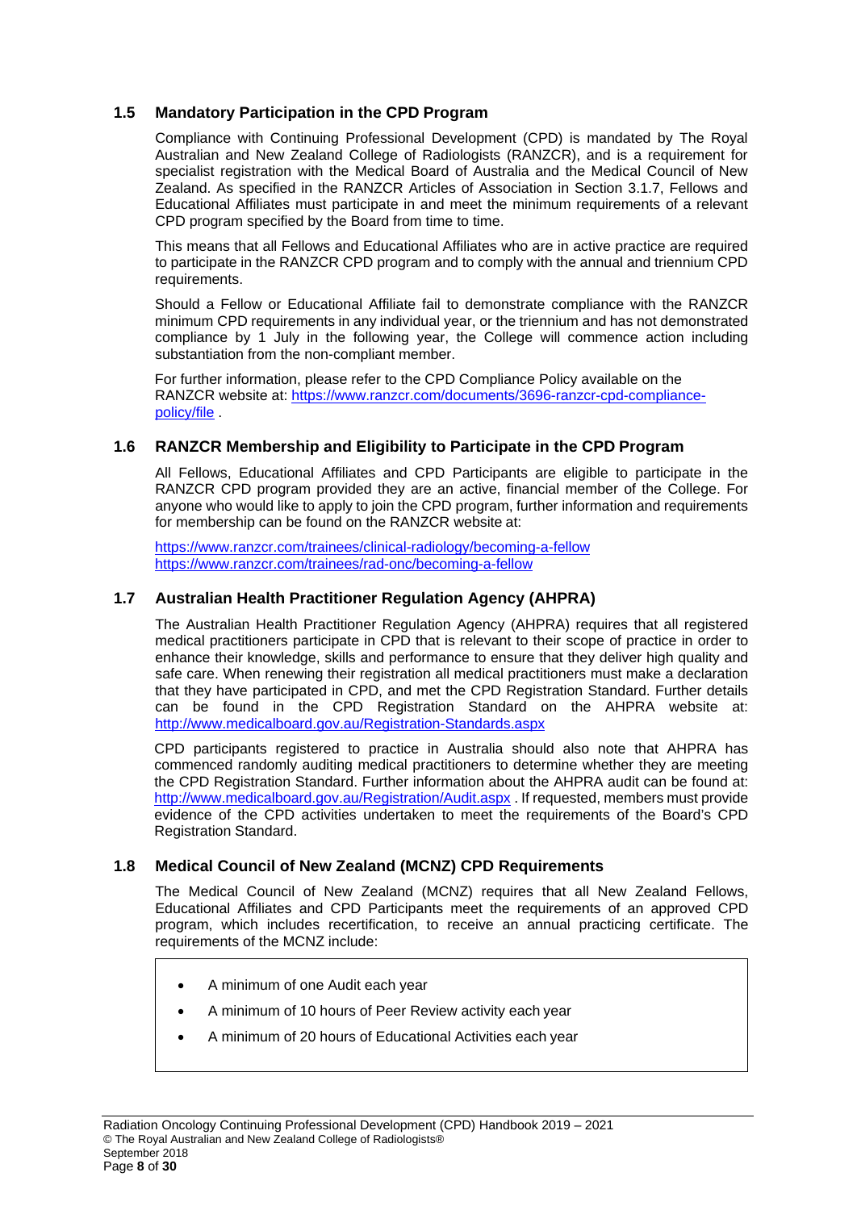### 1.5 Mandatory Participation in the CPD Program

Compliance with Continuing Professional Development (CPD) is mandated by The Royal Australian and New Zealand College of Radiologists (RANZCR), and is a requirement for specialist registration with the Medical Board of Australia and the Medical Council of New Zealand. As specified in the RANZCR Articles of Association in Section 3.1.7, Fellows and Educational Affiliates must participate in and meet the minimum requirements of a relevant CPD program specified by the Board from time to time.

This means that all Fellows and Educational Affiliates who are in active practice are required to participate in the RANZCR CPD program and to comply with the annual and triennium CPD requirements.

Should a Fellow or Educational Affiliate fail to demonstrate compliance with the RANZCR minimum CPD requirements in any individual year, or the triennium and has not demonstrated compliance by 1 July in the following year, the College will commence action including substantiation from the non-compliant member.

For further information, please refer to the CPD Compliance Policy available on the RANZCR website at: [https://www.ranzcr.com/documents/3696-ranzcr-cpd-compliance-policy/file](https://www.ranzcr.com/documents/3696-ranzcr-cpd-compliance-policy/file) .

### 1.6 RANZCR Membership and Eligibility to Participate in the CPD Program

All Fellows, Educational Affiliates and CPD Participants are eligible to participate in the RANZCR CPD program provided they are an active, financial member of the College. For anyone who would like to apply to join the CPD program, further information and requirements for membership can be found on the RANZCR website at:

[https://www.ranzcr.com/trainees/clinical-radiology/becoming-a-fellow](https://www.ranzcr.com/trainees/clinical-radiology/becoming-a-fellow)
[https://www.ranzcr.com/trainees/rad-onc/becoming-a-fellow](https://www.ranzcr.com/trainees/rad-onc/becoming-a-fellow)

### 1.7 Australian Health Practitioner Regulation Agency (AHPRA)

The Australian Health Practitioner Regulation Agency (AHPRA) requires that all registered medical practitioners participate in CPD that is relevant to their scope of practice in order to enhance their knowledge, skills and performance to ensure that they deliver high quality and safe care. When renewing their registration all medical practitioners must make a declaration that they have participated in CPD, and met the CPD Registration Standard. Further details can be found in the CPD Registration Standard on the AHPRA website at: [http://www.medicalboard.gov.au/Registration-Standards.aspx](http://www.medicalboard.gov.au/Registration-Standards.aspx)

CPD participants registered to practice in Australia should also note that AHPRA has commenced randomly auditing medical practitioners to determine whether they are meeting the CPD Registration Standard. Further information about the AHPRA audit can be found at: [http://www.medicalboard.gov.au/Registration/Audit.aspx](http://www.medicalboard.gov.au/Registration/Audit.aspx) . If requested, members must provide evidence of the CPD activities undertaken to meet the requirements of the Board's CPD Registration Standard.

### 1.8 Medical Council of New Zealand (MCNZ) CPD Requirements

The Medical Council of New Zealand (MCNZ) requires that all New Zealand Fellows, Educational Affiliates and CPD Participants meet the requirements of an approved CPD program, which includes recertification, to receive an annual practicing certificate. The requirements of the MCNZ include:

- A minimum of one Audit each year
- A minimum of 10 hours of Peer Review activity each year
- A minimum of 20 hours of Educational Activities each year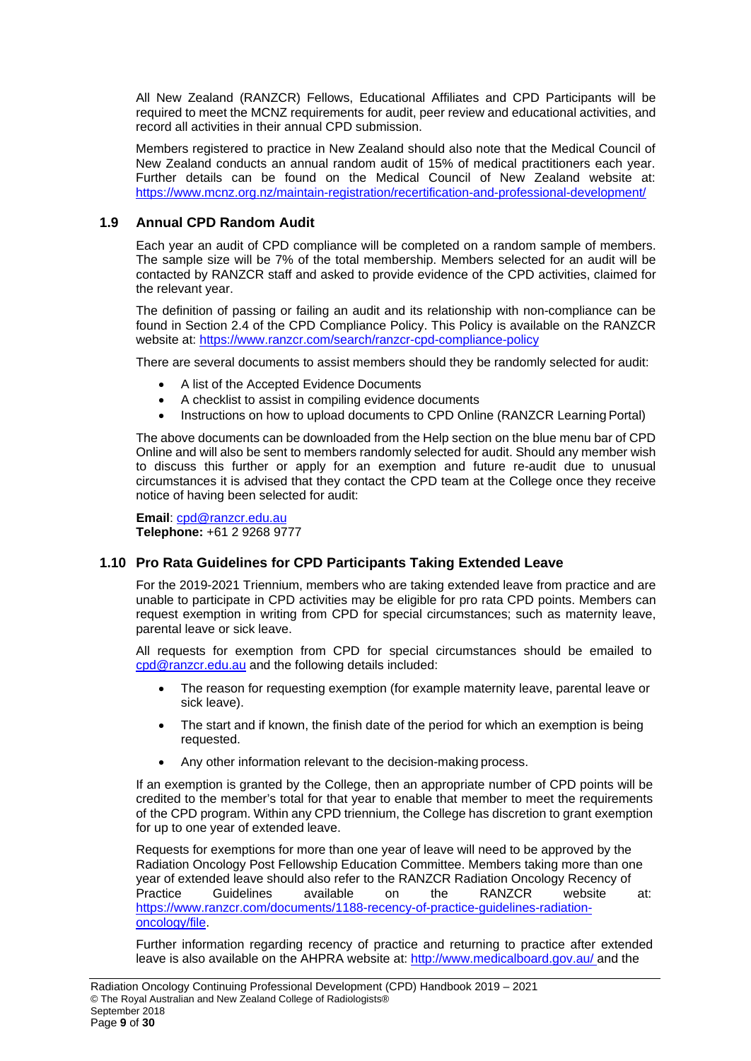All New Zealand (RANZCR) Fellows, Educational Affiliates and CPD Participants will be required to meet the MCNZ requirements for audit, peer review and educational activities, and record all activities in their annual CPD submission.

Members registered to practice in New Zealand should also note that the Medical Council of New Zealand conducts an annual random audit of 15% of medical practitioners each year. Further details can be found on the Medical Council of New Zealand website at: https://www.mcnz.org.nz/maintain-registration/recertification-and-professional-development/

## 1.9 Annual CPD Random Audit

Each year an audit of CPD compliance will be completed on a random sample of members. The sample size will be 7% of the total membership. Members selected for an audit will be contacted by RANZCR staff and asked to provide evidence of the CPD activities, claimed for the relevant year.

The definition of passing or failing an audit and its relationship with non-compliance can be found in Section 2.4 of the CPD Compliance Policy. This Policy is available on the RANZCR website at: https://www.ranzcr.com/search/ranzcr-cpd-compliance-policy

There are several documents to assist members should they be randomly selected for audit:

- A list of the Accepted Evidence Documents
- A checklist to assist in compiling evidence documents
- Instructions on how to upload documents to CPD Online (RANZCR Learning Portal)

The above documents can be downloaded from the Help section on the blue menu bar of CPD Online and will also be sent to members randomly selected for audit. Should any member wish to discuss this further or apply for an exemption and future re-audit due to unusual circumstances it is advised that they contact the CPD team at the College once they receive notice of having been selected for audit:

**Email**: cpd@ranzcr.edu.au
**Telephone:** +61 2 9268 9777

## 1.10 Pro Rata Guidelines for CPD Participants Taking Extended Leave

For the 2019-2021 Triennium, members who are taking extended leave from practice and are unable to participate in CPD activities may be eligible for pro rata CPD points. Members can request exemption in writing from CPD for special circumstances; such as maternity leave, parental leave or sick leave.

All requests for exemption from CPD for special circumstances should be emailed to cpd@ranzcr.edu.au and the following details included:

- The reason for requesting exemption (for example maternity leave, parental leave or sick leave).
- The start and if known, the finish date of the period for which an exemption is being requested.
- Any other information relevant to the decision-making process.

If an exemption is granted by the College, then an appropriate number of CPD points will be credited to the member's total for that year to enable that member to meet the requirements of the CPD program. Within any CPD triennium, the College has discretion to grant exemption for up to one year of extended leave.

Requests for exemptions for more than one year of leave will need to be approved by the Radiation Oncology Post Fellowship Education Committee. Members taking more than one year of extended leave should also refer to the RANZCR Radiation Oncology Recency of Practice Guidelines available on the RANZCR website at: https://www.ranzcr.com/documents/1188-recency-of-practice-guidelines-radiation-oncology/file.

Further information regarding recency of practice and returning to practice after extended leave is also available on the AHPRA website at: http://www.medicalboard.gov.au/ and the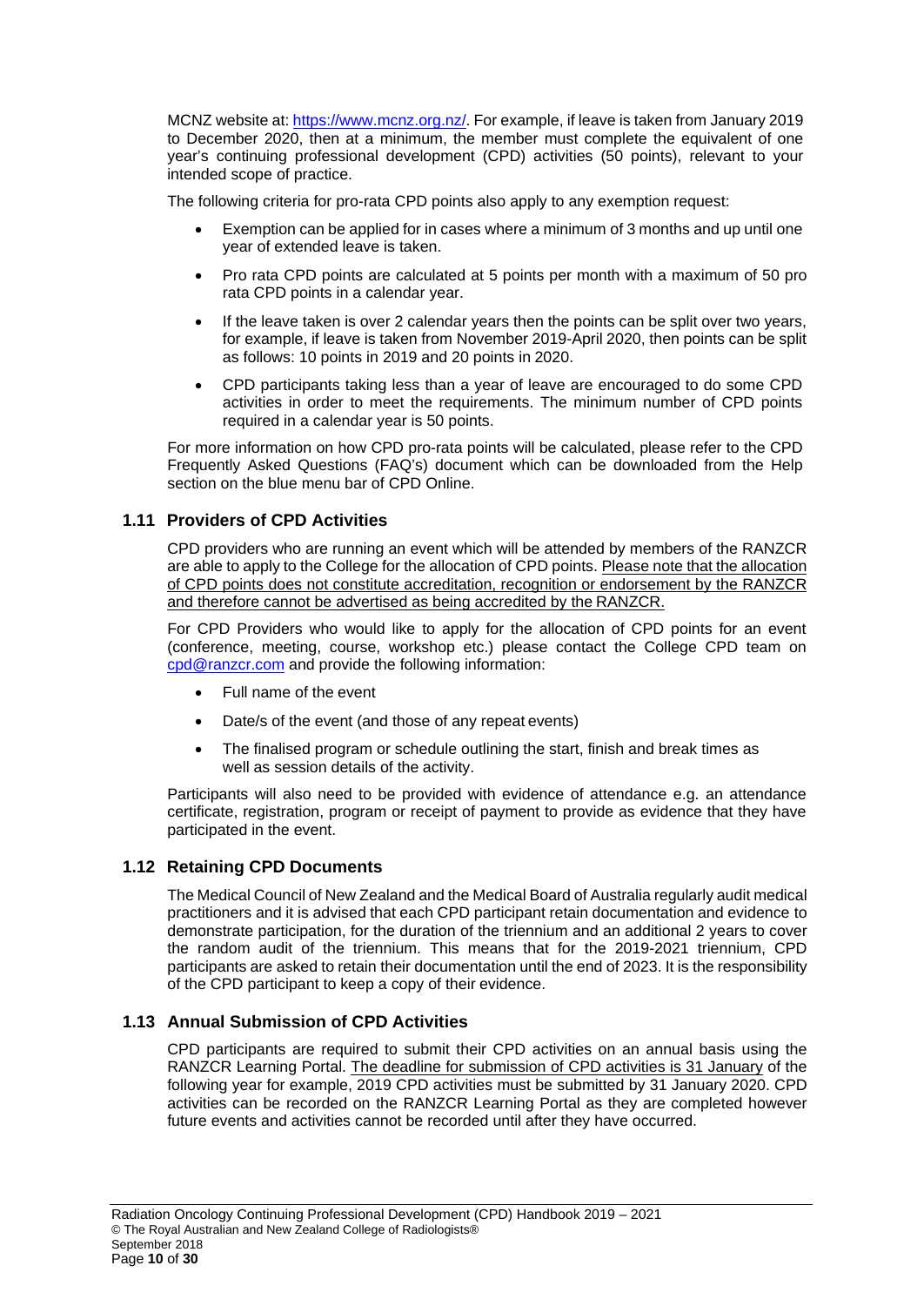MCNZ website at: https://www.mcnz.org.nz/. For example, if leave is taken from January 2019 to December 2020, then at a minimum, the member must complete the equivalent of one year's continuing professional development (CPD) activities (50 points), relevant to your intended scope of practice.

The following criteria for pro-rata CPD points also apply to any exemption request:

- Exemption can be applied for in cases where a minimum of 3 months and up until one year of extended leave is taken.
- Pro rata CPD points are calculated at 5 points per month with a maximum of 50 pro rata CPD points in a calendar year.
- If the leave taken is over 2 calendar years then the points can be split over two years, for example, if leave is taken from November 2019-April 2020, then points can be split as follows: 10 points in 2019 and 20 points in 2020.
- CPD participants taking less than a year of leave are encouraged to do some CPD activities in order to meet the requirements. The minimum number of CPD points required in a calendar year is 50 points.

For more information on how CPD pro-rata points will be calculated, please refer to the CPD Frequently Asked Questions (FAQ's) document which can be downloaded from the Help section on the blue menu bar of CPD Online.

### 1.11 Providers of CPD Activities

CPD providers who are running an event which will be attended by members of the RANZCR are able to apply to the College for the allocation of CPD points. Please note that the allocation of CPD points does not constitute accreditation, recognition or endorsement by the RANZCR and therefore cannot be advertised as being accredited by the RANZCR.

For CPD Providers who would like to apply for the allocation of CPD points for an event (conference, meeting, course, workshop etc.) please contact the College CPD team on cpd@ranzcr.com and provide the following information:

- Full name of the event
- Date/s of the event (and those of any repeat events)
- The finalised program or schedule outlining the start, finish and break times as well as session details of the activity.

Participants will also need to be provided with evidence of attendance e.g. an attendance certificate, registration, program or receipt of payment to provide as evidence that they have participated in the event.

### 1.12 Retaining CPD Documents

The Medical Council of New Zealand and the Medical Board of Australia regularly audit medical practitioners and it is advised that each CPD participant retain documentation and evidence to demonstrate participation, for the duration of the triennium and an additional 2 years to cover the random audit of the triennium. This means that for the 2019-2021 triennium, CPD participants are asked to retain their documentation until the end of 2023. It is the responsibility of the CPD participant to keep a copy of their evidence.

### 1.13 Annual Submission of CPD Activities

CPD participants are required to submit their CPD activities on an annual basis using the RANZCR Learning Portal. The deadline for submission of CPD activities is 31 January of the following year for example, 2019 CPD activities must be submitted by 31 January 2020. CPD activities can be recorded on the RANZCR Learning Portal as they are completed however future events and activities cannot be recorded until after they have occurred.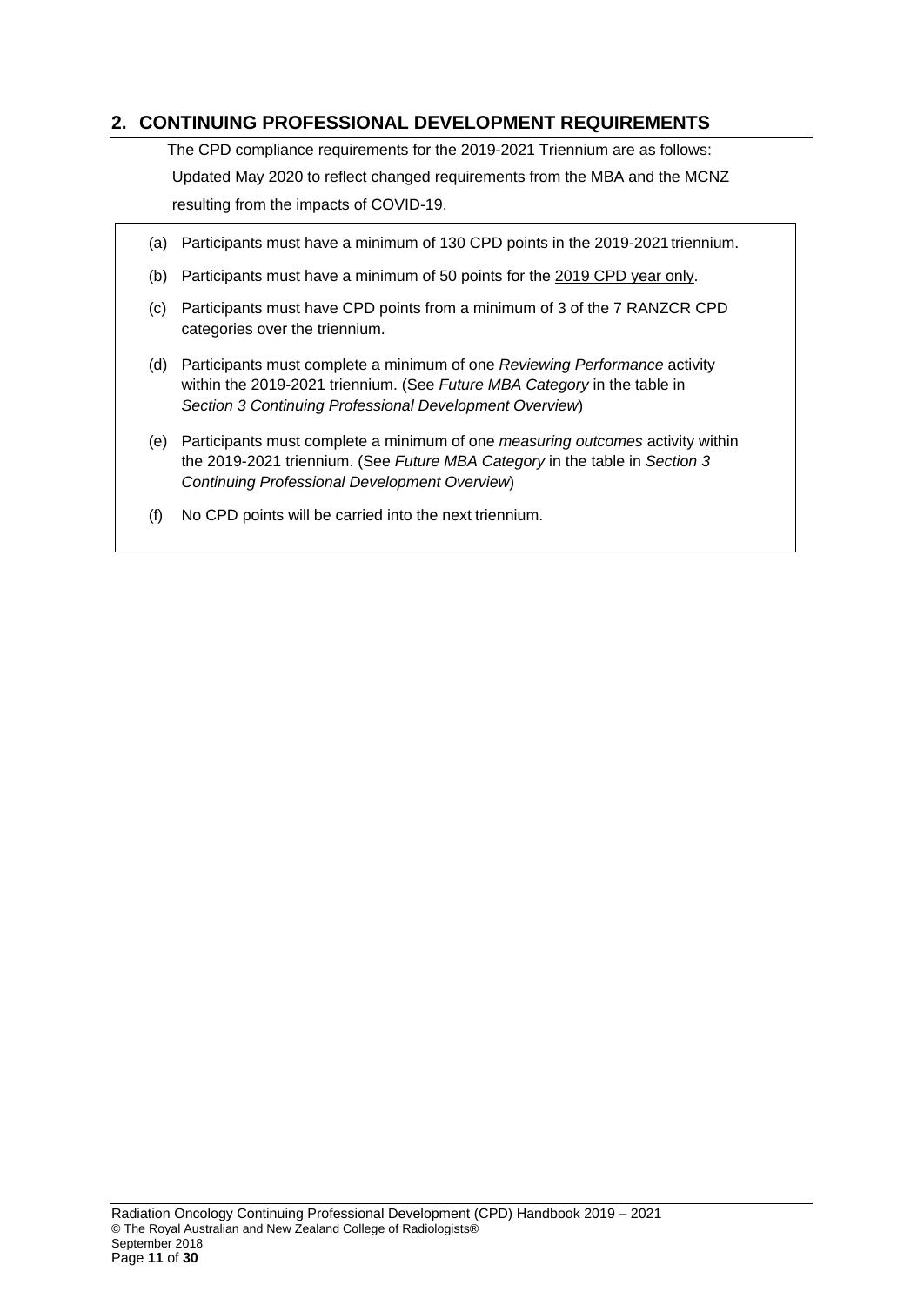## 2. CONTINUING PROFESSIONAL DEVELOPMENT REQUIREMENTS

The CPD compliance requirements for the 2019-2021 Triennium are as follows:

Updated May 2020 to reflect changed requirements from the MBA and the MCNZ resulting from the impacts of COVID-19.

(a) Participants must have a minimum of 130 CPD points in the 2019-2021 triennium.

(b) Participants must have a minimum of 50 points for the 2019 CPD year only.

(c) Participants must have CPD points from a minimum of 3 of the 7 RANZCR CPD categories over the triennium.

(d) Participants must complete a minimum of one *Reviewing Performance* activity within the 2019-2021 triennium. (See *Future MBA Category* in the table in *Section 3 Continuing Professional Development Overview*)

(e) Participants must complete a minimum of one *measuring outcomes* activity within the 2019-2021 triennium. (See *Future MBA Category* in the table in *Section 3 Continuing Professional Development Overview*)

(f) No CPD points will be carried into the next triennium.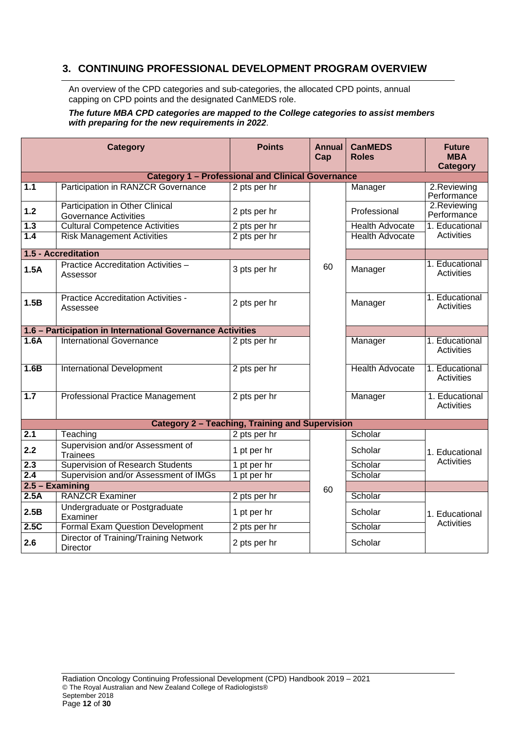## 3. CONTINUING PROFESSIONAL DEVELOPMENT PROGRAM OVERVIEW

An overview of the CPD categories and sub-categories, the allocated CPD points, annual capping on CPD points and the designated CanMEDS role.

***The future MBA CPD categories are mapped to the College categories to assist members with preparing for the new requirements in 2022***.

| Category | | Points | Annual Cap | CanMEDS Roles | Future MBA Category |
|---|---|---|---|---|---|
| **Category 1 – Professional and Clinical Governance** | | | | | |
| **1.1** | Participation in RANZCR Governance | 2 pts per hr | 60 | Manager | 2.Reviewing Performance |
| **1.2** | Participation in Other Clinical Governance Activities | 2 pts per hr | | Professional | 2.Reviewing Performance |
| **1.3** | Cultural Competence Activities | 2 pts per hr | | Health Advocate | 1. Educational Activities |
| **1.4** | Risk Management Activities | 2 pts per hr | | Health Advocate | |
| **1.5 - Accreditation** | | | | | |
| **1.5A** | Practice Accreditation Activities – Assessor | 3 pts per hr | | Manager | 1. Educational Activities |
| **1.5B** | Practice Accreditation Activities - Assessee | 2 pts per hr | | Manager | 1. Educational Activities |
| **1.6 – Participation in International Governance Activities** | | | | | |
| **1.6A** | International Governance | 2 pts per hr | | Manager | 1. Educational Activities |
| **1.6B** | International Development | 2 pts per hr | | Health Advocate | 1. Educational Activities |
| **1.7** | Professional Practice Management | 2 pts per hr | | Manager | 1. Educational Activities |
| **Category 2 – Teaching, Training and Supervision** | | | | | |
| **2.1** | Teaching | 2 pts per hr | 60 | Scholar | 1. Educational Activities |
| **2.2** | Supervision and/or Assessment of Trainees | 1 pt per hr | | Scholar | |
| **2.3** | Supervision of Research Students | 1 pt per hr | | Scholar | |
| **2.4** | Supervision and/or Assessment of IMGs | 1 pt per hr | | Scholar | |
| **2.5 – Examining** | | | | | |
| **2.5A** | RANZCR Examiner | 2 pts per hr | | Scholar | 1. Educational Activities |
| **2.5B** | Undergraduate or Postgraduate Examiner | 1 pt per hr | | Scholar | |
| **2.5C** | Formal Exam Question Development | 2 pts per hr | | Scholar | |
| **2.6** | Director of Training/Training Network Director | 2 pts per hr | | Scholar | |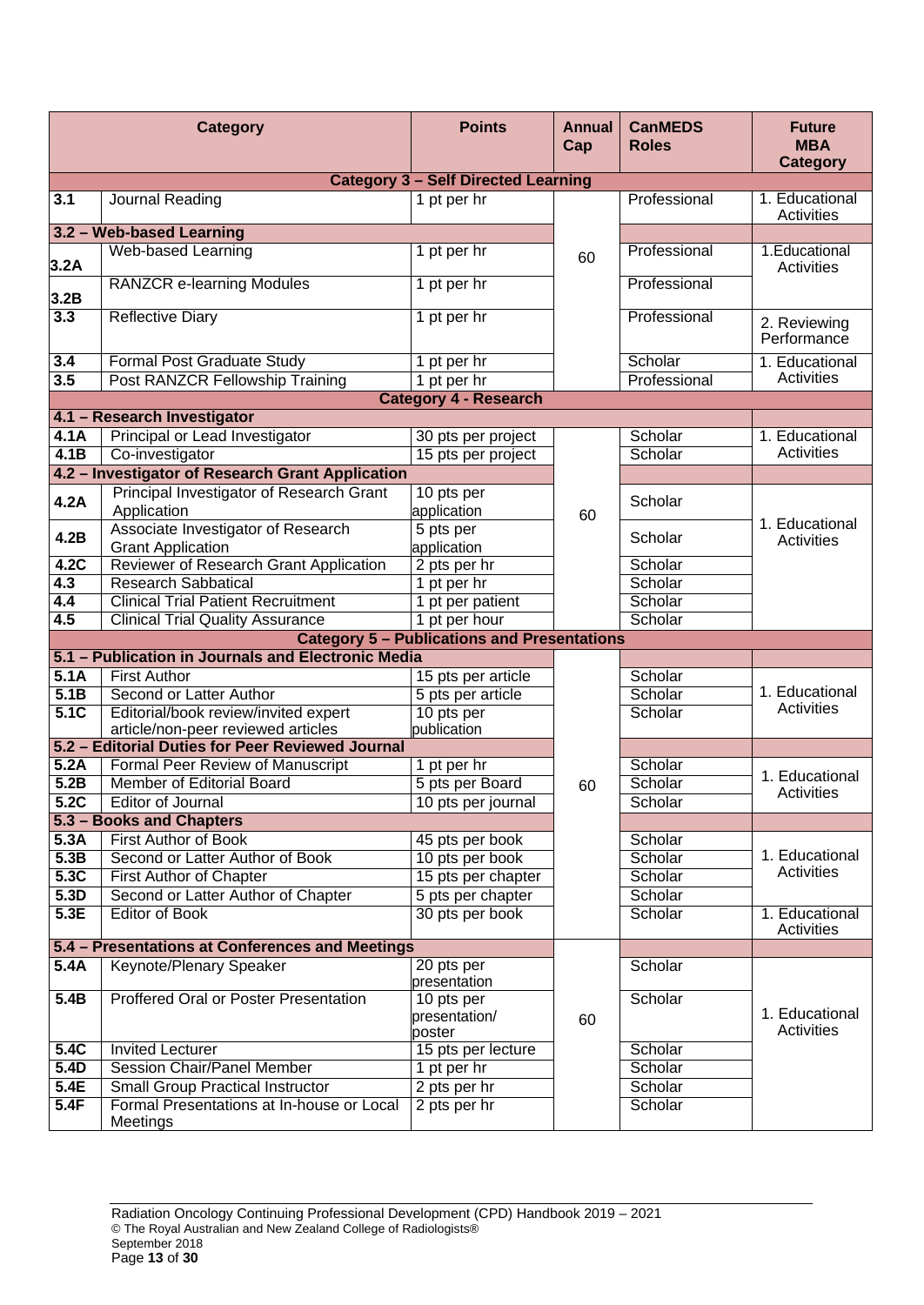| Category | | Points | Annual Cap | CanMEDS Roles | Future MBA Category |
|---|---|---|---|---|---|
| **Category 3 – Self Directed Learning** | | | | | |
| 3.1 | Journal Reading | 1 pt per hr | 60 | Professional | 1. Educational Activities |
| **3.2 – Web-based Learning** | | | | | |
| 3.2A | Web-based Learning | 1 pt per hr | | Professional | 1.Educational Activities |
| 3.2B | RANZCR e-learning Modules | 1 pt per hr | | Professional | |
| 3.3 | Reflective Diary | 1 pt per hr | | Professional | 2. Reviewing Performance |
| 3.4 | Formal Post Graduate Study | 1 pt per hr | | Scholar | 1. Educational Activities |
| 3.5 | Post RANZCR Fellowship Training | 1 pt per hr | | Professional | |
| **Category 4 - Research** | | | | | |
| **4.1 – Research Investigator** | | | | | |
| 4.1A | Principal or Lead Investigator | 30 pts per project | 60 | Scholar | 1. Educational Activities |
| 4.1B | Co-investigator | 15 pts per project | | Scholar | |
| **4.2 – Investigator of Research Grant Application** | | | | | |
| 4.2A | Principal Investigator of Research Grant Application | 10 pts per application | | Scholar | 1. Educational Activities |
| 4.2B | Associate Investigator of Research Grant Application | 5 pts per application | | Scholar | |
| 4.2C | Reviewer of Research Grant Application | 2 pts per hr | | Scholar | |
| 4.3 | Research Sabbatical | 1 pt per hr | | Scholar | |
| 4.4 | Clinical Trial Patient Recruitment | 1 pt per patient | | Scholar | |
| 4.5 | Clinical Trial Quality Assurance | 1 pt per hour | | Scholar | |
| **Category 5 – Publications and Presentations** | | | | | |
| **5.1 – Publication in Journals and Electronic Media** | | | | | |
| 5.1A | First Author | 15 pts per article | 60 | Scholar | 1. Educational Activities |
| 5.1B | Second or Latter Author | 5 pts per article | | Scholar | |
| 5.1C | Editorial/book review/invited expert article/non-peer reviewed articles | 10 pts per publication | | Scholar | |
| **5.2 – Editorial Duties for Peer Reviewed Journal** | | | | | |
| 5.2A | Formal Peer Review of Manuscript | 1 pt per hr | | Scholar | 1. Educational Activities |
| 5.2B | Member of Editorial Board | 5 pts per Board | | Scholar | |
| 5.2C | Editor of Journal | 10 pts per journal | | Scholar | |
| **5.3 – Books and Chapters** | | | | | |
| 5.3A | First Author of Book | 45 pts per book | | Scholar | 1. Educational Activities |
| 5.3B | Second or Latter Author of Book | 10 pts per book | | Scholar | |
| 5.3C | First Author of Chapter | 15 pts per chapter | | Scholar | |
| 5.3D | Second or Latter Author of Chapter | 5 pts per chapter | | Scholar | |
| 5.3E | Editor of Book | 30 pts per book | | Scholar | 1. Educational Activities |
| **5.4 – Presentations at Conferences and Meetings** | | | | | |
| 5.4A | Keynote/Plenary Speaker | 20 pts per presentation | 60 | Scholar | 1. Educational Activities |
| 5.4B | Proffered Oral or Poster Presentation | 10 pts per presentation/ poster | | Scholar | |
| 5.4C | Invited Lecturer | 15 pts per lecture | | Scholar | |
| 5.4D | Session Chair/Panel Member | 1 pt per hr | | Scholar | |
| 5.4E | Small Group Practical Instructor | 2 pts per hr | | Scholar | |
| 5.4F | Formal Presentations at In-house or Local Meetings | 2 pts per hr | | Scholar | |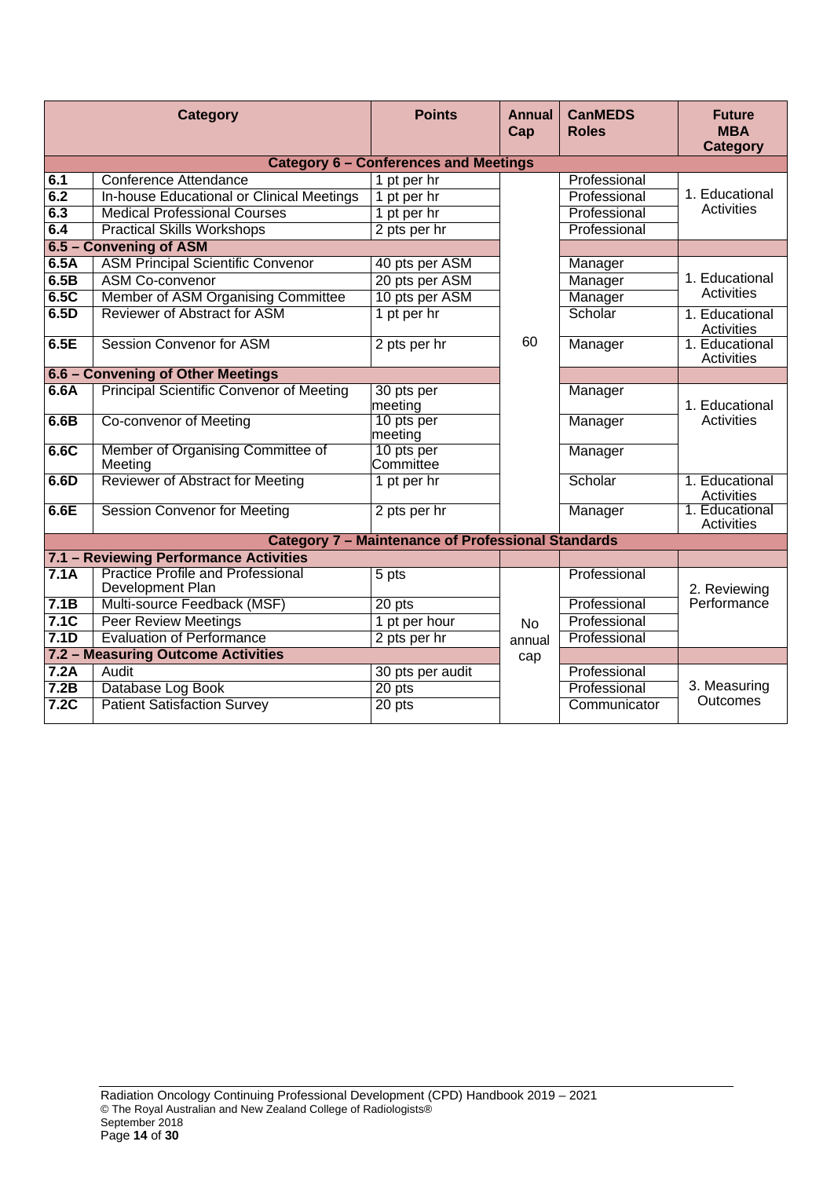| Category | | Points | Annual Cap | CanMEDS Roles | Future MBA Category |
|---|---|---|---|---|---|
| **Category 6 – Conferences and Meetings** | | | | | |
| 6.1 | Conference Attendance | 1 pt per hr | 60 | Professional | 1. Educational Activities |
| 6.2 | In-house Educational or Clinical Meetings | 1 pt per hr | | Professional | |
| 6.3 | Medical Professional Courses | 1 pt per hr | | Professional | |
| 6.4 | Practical Skills Workshops | 2 pts per hr | | Professional | |
| **6.5 – Convening of ASM** | | | | | |
| 6.5A | ASM Principal Scientific Convenor | 40 pts per ASM | | Manager | 1. Educational Activities |
| 6.5B | ASM Co-convenor | 20 pts per ASM | | Manager | |
| 6.5C | Member of ASM Organising Committee | 10 pts per ASM | | Manager | |
| 6.5D | Reviewer of Abstract for ASM | 1 pt per hr | | Scholar | 1. Educational Activities |
| 6.5E | Session Convenor for ASM | 2 pts per hr | | Manager | 1. Educational Activities |
| **6.6 – Convening of Other Meetings** | | | | | |
| 6.6A | Principal Scientific Convenor of Meeting | 30 pts per meeting | | Manager | 1. Educational Activities |
| 6.6B | Co-convenor of Meeting | 10 pts per meeting | | Manager | |
| 6.6C | Member of Organising Committee of Meeting | 10 pts per Committee | | Manager | |
| 6.6D | Reviewer of Abstract for Meeting | 1 pt per hr | | Scholar | 1. Educational Activities |
| 6.6E | Session Convenor for Meeting | 2 pts per hr | | Manager | 1. Educational Activities |
| **Category 7 – Maintenance of Professional Standards** | | | | | |
| **7.1 – Reviewing Performance Activities** | | | | | |
| 7.1A | Practice Profile and Professional Development Plan | 5 pts | No annual cap | Professional | 2. Reviewing Performance |
| 7.1B | Multi-source Feedback (MSF) | 20 pts | | Professional | |
| 7.1C | Peer Review Meetings | 1 pt per hour | | Professional | |
| 7.1D | Evaluation of Performance | 2 pts per hr | | Professional | |
| **7.2 – Measuring Outcome Activities** | | | | | |
| 7.2A | Audit | 30 pts per audit | | Professional | 3. Measuring Outcomes |
| 7.2B | Database Log Book | 20 pts | | Professional | |
| 7.2C | Patient Satisfaction Survey | 20 pts | | Communicator | |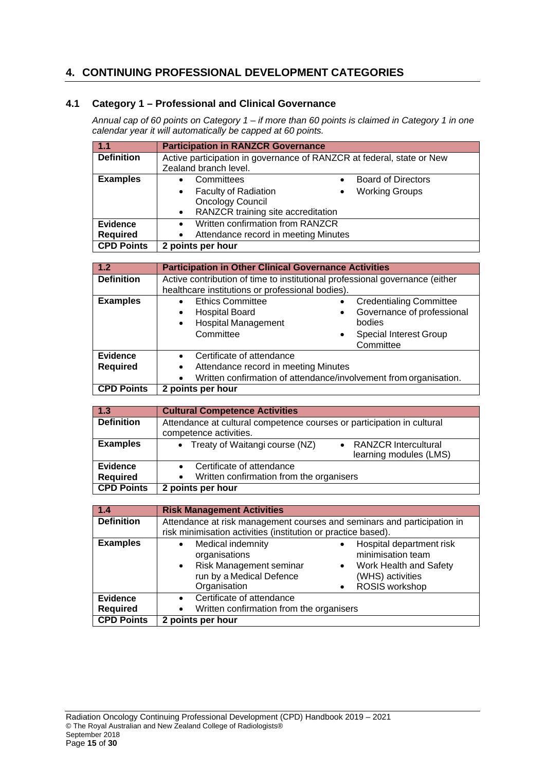## 4. CONTINUING PROFESSIONAL DEVELOPMENT CATEGORIES

### 4.1 Category 1 – Professional and Clinical Governance

*Annual cap of 60 points on Category 1 – if more than 60 points is claimed in Category 1 in one calendar year it will automatically be capped at 60 points.*

| 1.1 | Participation in RANZCR Governance |
|---|---|
| **Definition** | Active participation in governance of RANZCR at federal, state or New Zealand branch level. |
| **Examples** | • Committees<br>• Faculty of Radiation Oncology Council<br>• RANZCR training site accreditation<br>• Board of Directors<br>• Working Groups |
| **Evidence Required** | • Written confirmation from RANZCR<br>• Attendance record in meeting Minutes |
| **CPD Points** | **2 points per hour** |

| 1.2 | Participation in Other Clinical Governance Activities |
|---|---|
| **Definition** | Active contribution of time to institutional professional governance (either healthcare institutions or professional bodies). |
| **Examples** | • Ethics Committee<br>• Hospital Board<br>• Hospital Management Committee<br>• Credentialing Committee<br>• Governance of professional bodies<br>• Special Interest Group Committee |
| **Evidence Required** | • Certificate of attendance<br>• Attendance record in meeting Minutes<br>• Written confirmation of attendance/involvement from organisation. |
| **CPD Points** | **2 points per hour** |

| 1.3 | Cultural Competence Activities |
|---|---|
| **Definition** | Attendance at cultural competence courses or participation in cultural competence activities. |
| **Examples** | • Treaty of Waitangi course (NZ)<br>• RANZCR Intercultural learning modules (LMS) |
| **Evidence Required** | • Certificate of attendance<br>• Written confirmation from the organisers |
| **CPD Points** | **2 points per hour** |

| 1.4 | Risk Management Activities |
|---|---|
| **Definition** | Attendance at risk management courses and seminars and participation in risk minimisation activities (institution or practice based). |
| **Examples** | • Medical indemnity organisations<br>• Risk Management seminar run by a Medical Defence Organisation<br>• Hospital department risk minimisation team<br>• Work Health and Safety (WHS) activities<br>• ROSIS workshop |
| **Evidence Required** | • Certificate of attendance<br>• Written confirmation from the organisers |
| **CPD Points** | **2 points per hour** |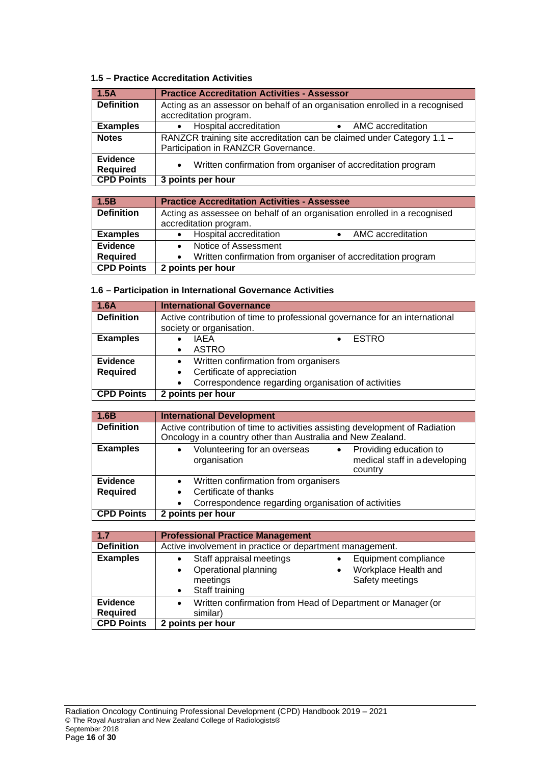### 1.5 – Practice Accreditation Activities

| **1.5A** | **Practice Accreditation Activities - Assessor** |
|---|---|
| **Definition** | Acting as an assessor on behalf of an organisation enrolled in a recognised accreditation program. |
| **Examples** | • Hospital accreditation<br>• AMC accreditation |
| **Notes** | RANZCR training site accreditation can be claimed under Category 1.1 – Participation in RANZCR Governance. |
| **Evidence Required** | • Written confirmation from organiser of accreditation program |
| **CPD Points** | **3 points per hour** |

| **1.5B** | **Practice Accreditation Activities - Assessee** |
|---|---|
| **Definition** | Acting as assessee on behalf of an organisation enrolled in a recognised accreditation program. |
| **Examples** | • Hospital accreditation<br>• AMC accreditation |
| **Evidence Required** | • Notice of Assessment<br>• Written confirmation from organiser of accreditation program |
| **CPD Points** | **2 points per hour** |

### 1.6 – Participation in International Governance Activities

| **1.6A** | **International Governance** |
|---|---|
| **Definition** | Active contribution of time to professional governance for an international society or organisation. |
| **Examples** | • IAEA<br>• ASTRO<br>• ESTRO |
| **Evidence Required** | • Written confirmation from organisers<br>• Certificate of appreciation<br>• Correspondence regarding organisation of activities |
| **CPD Points** | **2 points per hour** |

| **1.6B** | **International Development** |
|---|---|
| **Definition** | Active contribution of time to activities assisting development of Radiation Oncology in a country other than Australia and New Zealand. |
| **Examples** | • Volunteering for an overseas organisation<br>• Providing education to medical staff in a developing country |
| **Evidence Required** | • Written confirmation from organisers<br>• Certificate of thanks<br>• Correspondence regarding organisation of activities |
| **CPD Points** | **2 points per hour** |

| **1.7** | **Professional Practice Management** |
|---|---|
| **Definition** | Active involvement in practice or department management. |
| **Examples** | • Staff appraisal meetings<br>• Operational planning meetings<br>• Staff training<br>• Equipment compliance<br>• Workplace Health and Safety meetings |
| **Evidence Required** | • Written confirmation from Head of Department or Manager (or similar) |
| **CPD Points** | **2 points per hour** |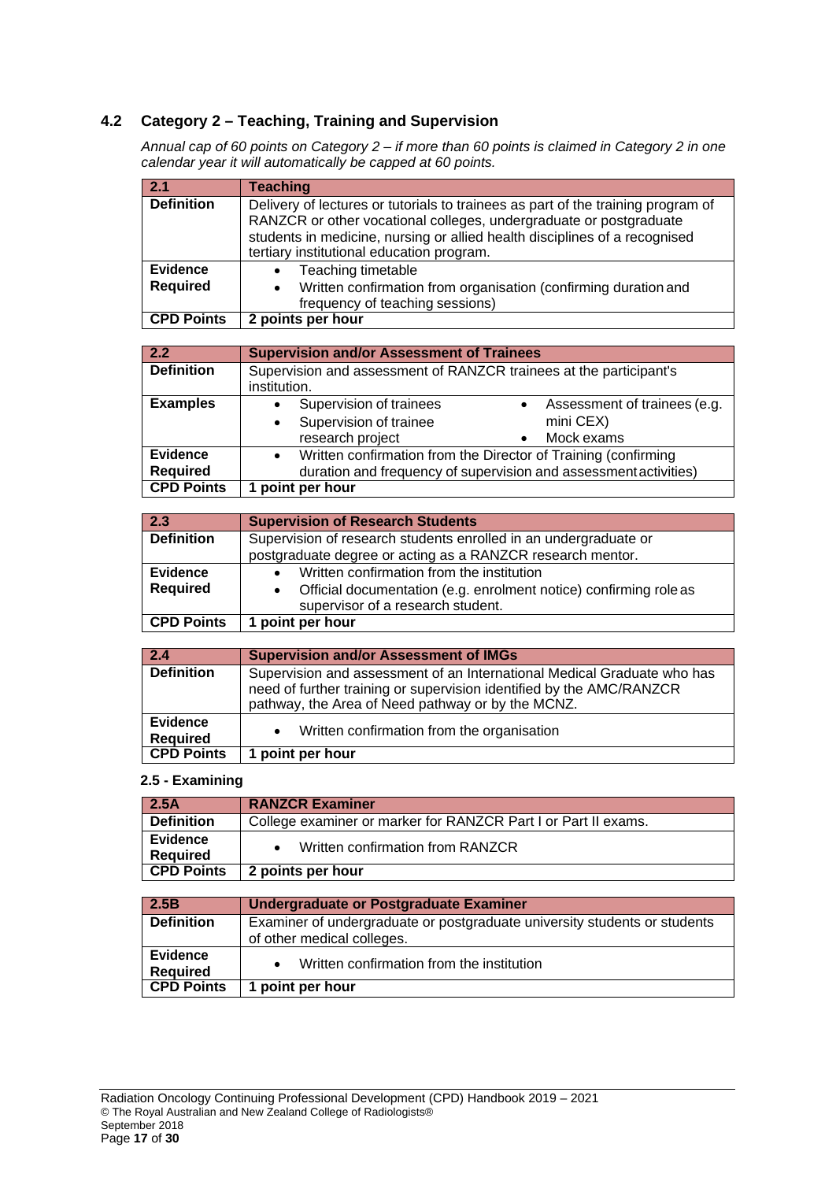## 4.2 Category 2 – Teaching, Training and Supervision

*Annual cap of 60 points on Category 2 – if more than 60 points is claimed in Category 2 in one calendar year it will automatically be capped at 60 points.*

| 2.1 | Teaching |
|---|---|
| **Definition** | Delivery of lectures or tutorials to trainees as part of the training program of RANZCR or other vocational colleges, undergraduate or postgraduate students in medicine, nursing or allied health disciplines of a recognised tertiary institutional education program. |
| **Evidence Required** | • Teaching timetable<br>• Written confirmation from organisation (confirming duration and frequency of teaching sessions) |
| **CPD Points** | **2 points per hour** |

| 2.2 | Supervision and/or Assessment of Trainees |
|---|---|
| **Definition** | Supervision and assessment of RANZCR trainees at the participant's institution. |
| **Examples** | • Supervision of trainees<br>• Supervision of trainee research project<br>• Assessment of trainees (e.g. mini CEX)<br>• Mock exams |
| **Evidence Required** | • Written confirmation from the Director of Training (confirming duration and frequency of supervision and assessment activities) |
| **CPD Points** | **1 point per hour** |

| 2.3 | Supervision of Research Students |
|---|---|
| **Definition** | Supervision of research students enrolled in an undergraduate or postgraduate degree or acting as a RANZCR research mentor. |
| **Evidence Required** | • Written confirmation from the institution<br>• Official documentation (e.g. enrolment notice) confirming role as supervisor of a research student. |
| **CPD Points** | **1 point per hour** |

| 2.4 | Supervision and/or Assessment of IMGs |
|---|---|
| **Definition** | Supervision and assessment of an International Medical Graduate who has need of further training or supervision identified by the AMC/RANZCR pathway, the Area of Need pathway or by the MCNZ. |
| **Evidence Required** | • Written confirmation from the organisation |
| **CPD Points** | **1 point per hour** |

### 2.5 - Examining

| 2.5A | RANZCR Examiner |
|---|---|
| **Definition** | College examiner or marker for RANZCR Part I or Part II exams. |
| **Evidence Required** | • Written confirmation from RANZCR |
| **CPD Points** | **2 points per hour** |

| 2.5B | Undergraduate or Postgraduate Examiner |
|---|---|
| **Definition** | Examiner of undergraduate or postgraduate university students or students of other medical colleges. |
| **Evidence Required** | • Written confirmation from the institution |
| **CPD Points** | **1 point per hour** |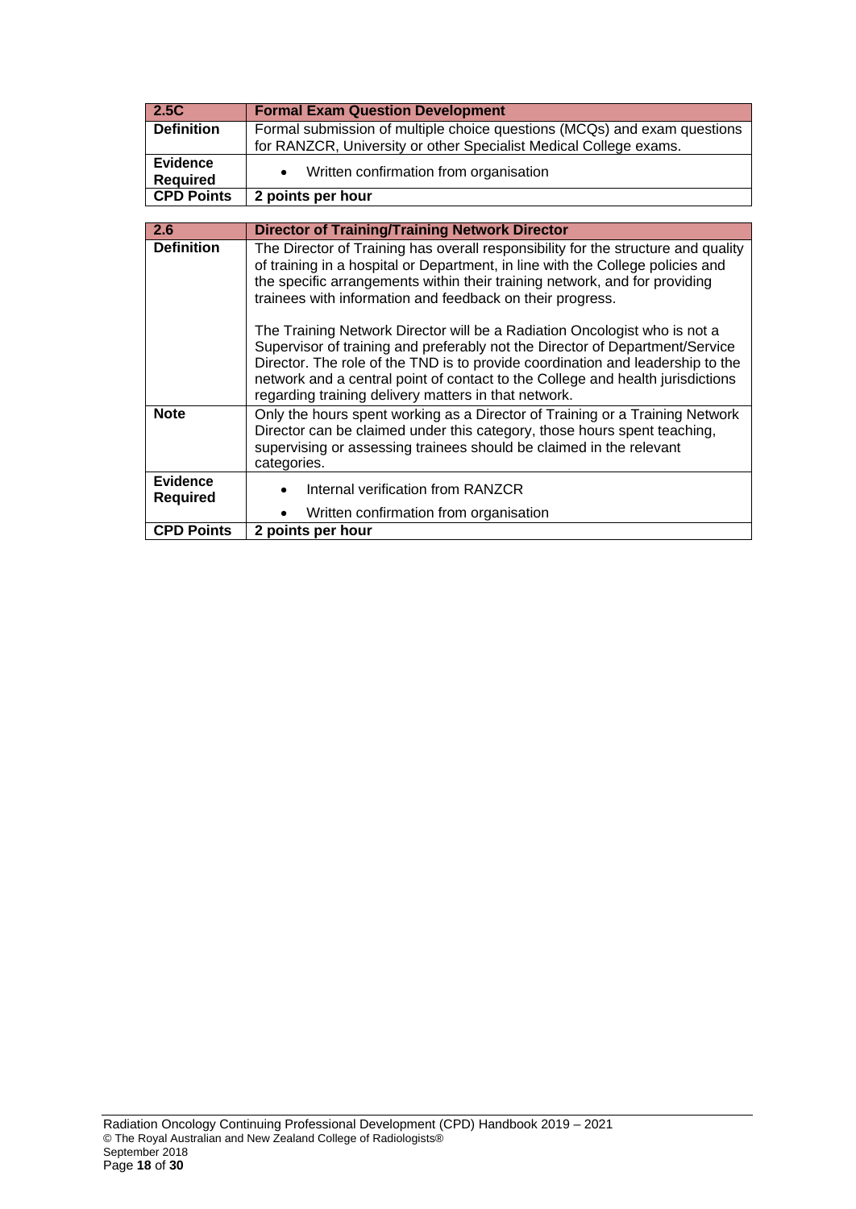| 2.5C | Formal Exam Question Development |
| --- | --- |
| **Definition** | Formal submission of multiple choice questions (MCQs) and exam questions for RANZCR, University or other Specialist Medical College exams. |
| **Evidence Required** | • Written confirmation from organisation |
| **CPD Points** | **2 points per hour** |

| 2.6 | Director of Training/Training Network Director |
| --- | --- |
| **Definition** | The Director of Training has overall responsibility for the structure and quality of training in a hospital or Department, in line with the College policies and the specific arrangements within their training network, and for providing trainees with information and feedback on their progress.<br><br>The Training Network Director will be a Radiation Oncologist who is not a Supervisor of training and preferably not the Director of Department/Service Director. The role of the TND is to provide coordination and leadership to the network and a central point of contact to the College and health jurisdictions regarding training delivery matters in that network. |
| **Note** | Only the hours spent working as a Director of Training or a Training Network Director can be claimed under this category, those hours spent teaching, supervising or assessing trainees should be claimed in the relevant categories. |
| **Evidence Required** | • Internal verification from RANZCR<br>• Written confirmation from organisation |
| **CPD Points** | **2 points per hour** |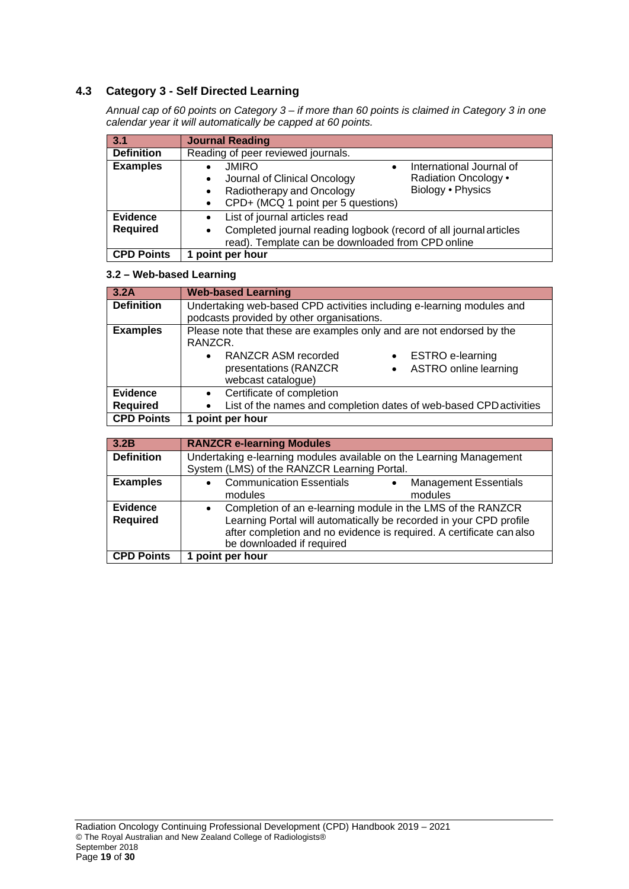## 4.3 Category 3 - Self Directed Learning

*Annual cap of 60 points on Category 3 – if more than 60 points is claimed in Category 3 in one calendar year it will automatically be capped at 60 points.*

| 3.1 | Journal Reading |
|---|---|
| **Definition** | Reading of peer reviewed journals. |
| **Examples** | • JMIRO<br>• Journal of Clinical Oncology<br>• Radiotherapy and Oncology<br>• CPD+ (MCQ 1 point per 5 questions)<br>• International Journal of Radiation Oncology • Biology • Physics |
| **Evidence Required** | • List of journal articles read<br>• Completed journal reading logbook (record of all journal articles read). Template can be downloaded from CPD online |
| **CPD Points** | **1 point per hour** |

### 3.2 – Web-based Learning

| 3.2A | Web-based Learning |
|---|---|
| **Definition** | Undertaking web-based CPD activities including e-learning modules and podcasts provided by other organisations. |
| **Examples** | Please note that these are examples only and are not endorsed by the RANZCR.<br>• RANZCR ASM recorded presentations (RANZCR webcast catalogue)<br>• ESTRO e-learning<br>• ASTRO online learning |
| **Evidence Required** | • Certificate of completion<br>• List of the names and completion dates of web-based CPD activities |
| **CPD Points** | **1 point per hour** |

| 3.2B | RANZCR e-learning Modules |
|---|---|
| **Definition** | Undertaking e-learning modules available on the Learning Management System (LMS) of the RANZCR Learning Portal. |
| **Examples** | • Communication Essentials modules<br>• Management Essentials modules |
| **Evidence Required** | • Completion of an e-learning module in the LMS of the RANZCR Learning Portal will automatically be recorded in your CPD profile after completion and no evidence is required. A certificate can also be downloaded if required |
| **CPD Points** | **1 point per hour** |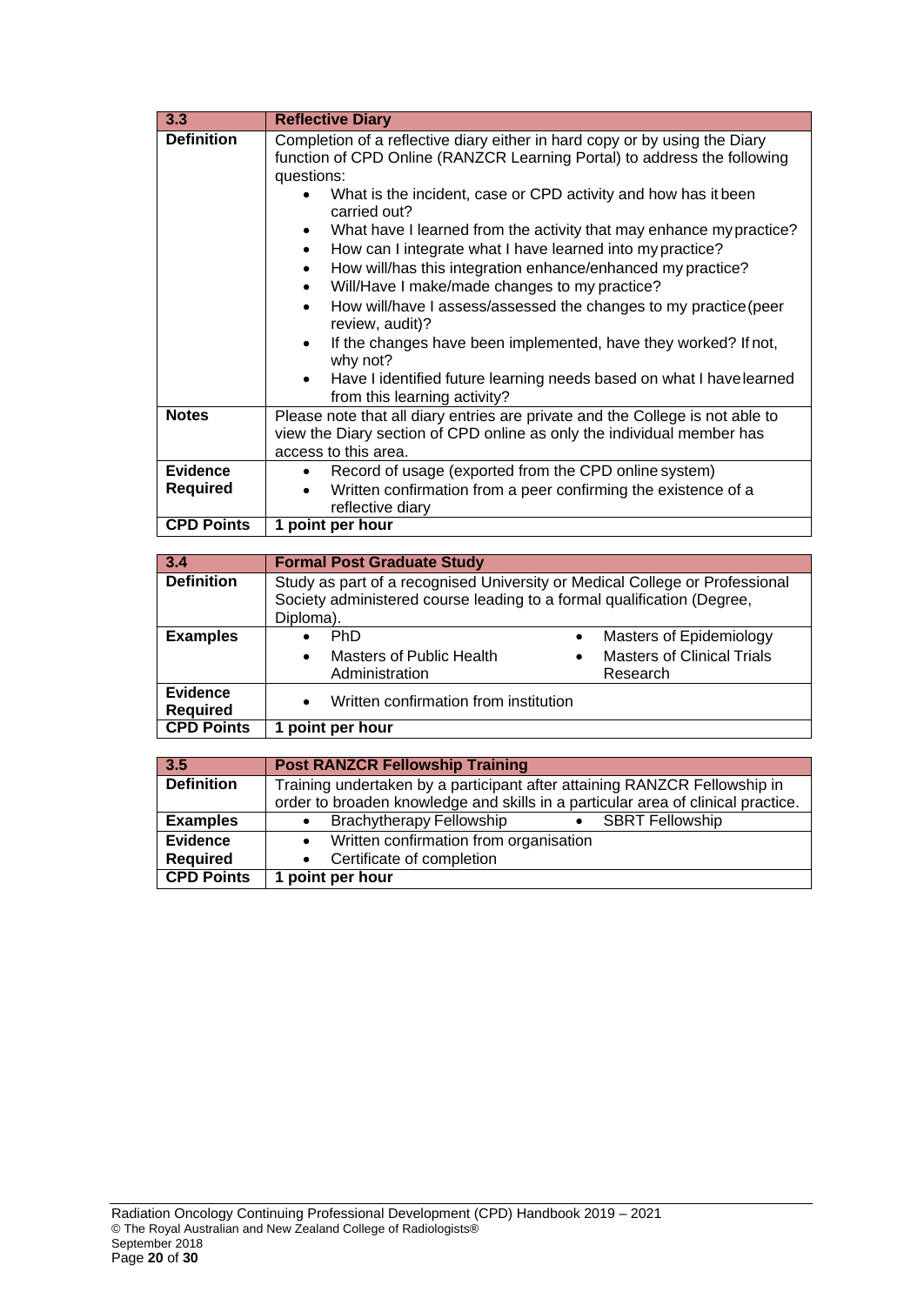| 3.3 | Reflective Diary |
|---|---|
| **Definition** | Completion of a reflective diary either in hard copy or by using the Diary function of CPD Online (RANZCR Learning Portal) to address the following questions:<br>• What is the incident, case or CPD activity and how has it been carried out?<br>• What have I learned from the activity that may enhance my practice?<br>• How can I integrate what I have learned into my practice?<br>• How will/has this integration enhance/enhanced my practice?<br>• Will/Have I make/made changes to my practice?<br>• How will/have I assess/assessed the changes to my practice (peer review, audit)?<br>• If the changes have been implemented, have they worked? If not, why not?<br>• Have I identified future learning needs based on what I have learned from this learning activity? |
| **Notes** | Please note that all diary entries are private and the College is not able to view the Diary section of CPD online as only the individual member has access to this area. |
| **Evidence Required** | • Record of usage (exported from the CPD online system)<br>• Written confirmation from a peer confirming the existence of a reflective diary |
| **CPD Points** | **1 point per hour** |

| 3.4 | Formal Post Graduate Study |
|---|---|
| **Definition** | Study as part of a recognised University or Medical College or Professional Society administered course leading to a formal qualification (Degree, Diploma). |
| **Examples** | • PhD<br>• Masters of Public Health Administration<br>• Masters of Epidemiology<br>• Masters of Clinical Trials Research |
| **Evidence Required** | • Written confirmation from institution |
| **CPD Points** | **1 point per hour** |

| 3.5 | Post RANZCR Fellowship Training |
|---|---|
| **Definition** | Training undertaken by a participant after attaining RANZCR Fellowship in order to broaden knowledge and skills in a particular area of clinical practice. |
| **Examples** | • Brachytherapy Fellowship<br>• SBRT Fellowship |
| **Evidence Required** | • Written confirmation from organisation<br>• Certificate of completion |
| **CPD Points** | **1 point per hour** |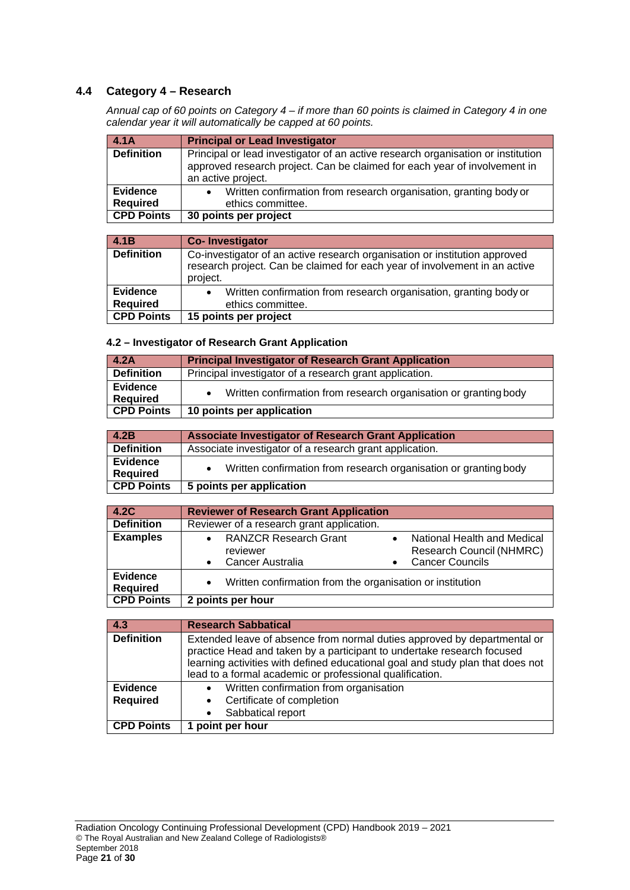## 4.4 Category 4 – Research

*Annual cap of 60 points on Category 4 – if more than 60 points is claimed in Category 4 in one calendar year it will automatically be capped at 60 points.*

| 4.1A | Principal or Lead Investigator |
|---|---|
| **Definition** | Principal or lead investigator of an active research organisation or institution approved research project. Can be claimed for each year of involvement in an active project. |
| **Evidence Required** | • Written confirmation from research organisation, granting body or ethics committee. |
| **CPD Points** | **30 points per project** |

| 4.1B | Co- Investigator |
|---|---|
| **Definition** | Co-investigator of an active research organisation or institution approved research project. Can be claimed for each year of involvement in an active project. |
| **Evidence Required** | • Written confirmation from research organisation, granting body or ethics committee. |
| **CPD Points** | **15 points per project** |

### 4.2 – Investigator of Research Grant Application

| 4.2A | Principal Investigator of Research Grant Application |
|---|---|
| **Definition** | Principal investigator of a research grant application. |
| **Evidence Required** | • Written confirmation from research organisation or granting body |
| **CPD Points** | **10 points per application** |

| 4.2B | Associate Investigator of Research Grant Application |
|---|---|
| **Definition** | Associate investigator of a research grant application. |
| **Evidence Required** | • Written confirmation from research organisation or granting body |
| **CPD Points** | **5 points per application** |

| 4.2C | Reviewer of Research Grant Application |
|---|---|
| **Definition** | Reviewer of a research grant application. |
| **Examples** | • RANZCR Research Grant reviewer<br>• Cancer Australia<br>• National Health and Medical Research Council (NHMRC)<br>• Cancer Councils |
| **Evidence Required** | • Written confirmation from the organisation or institution |
| **CPD Points** | **2 points per hour** |

| 4.3 | Research Sabbatical |
|---|---|
| **Definition** | Extended leave of absence from normal duties approved by departmental or practice Head and taken by a participant to undertake research focused learning activities with defined educational goal and study plan that does not lead to a formal academic or professional qualification. |
| **Evidence Required** | • Written confirmation from organisation<br>• Certificate of completion<br>• Sabbatical report |
| **CPD Points** | **1 point per hour** |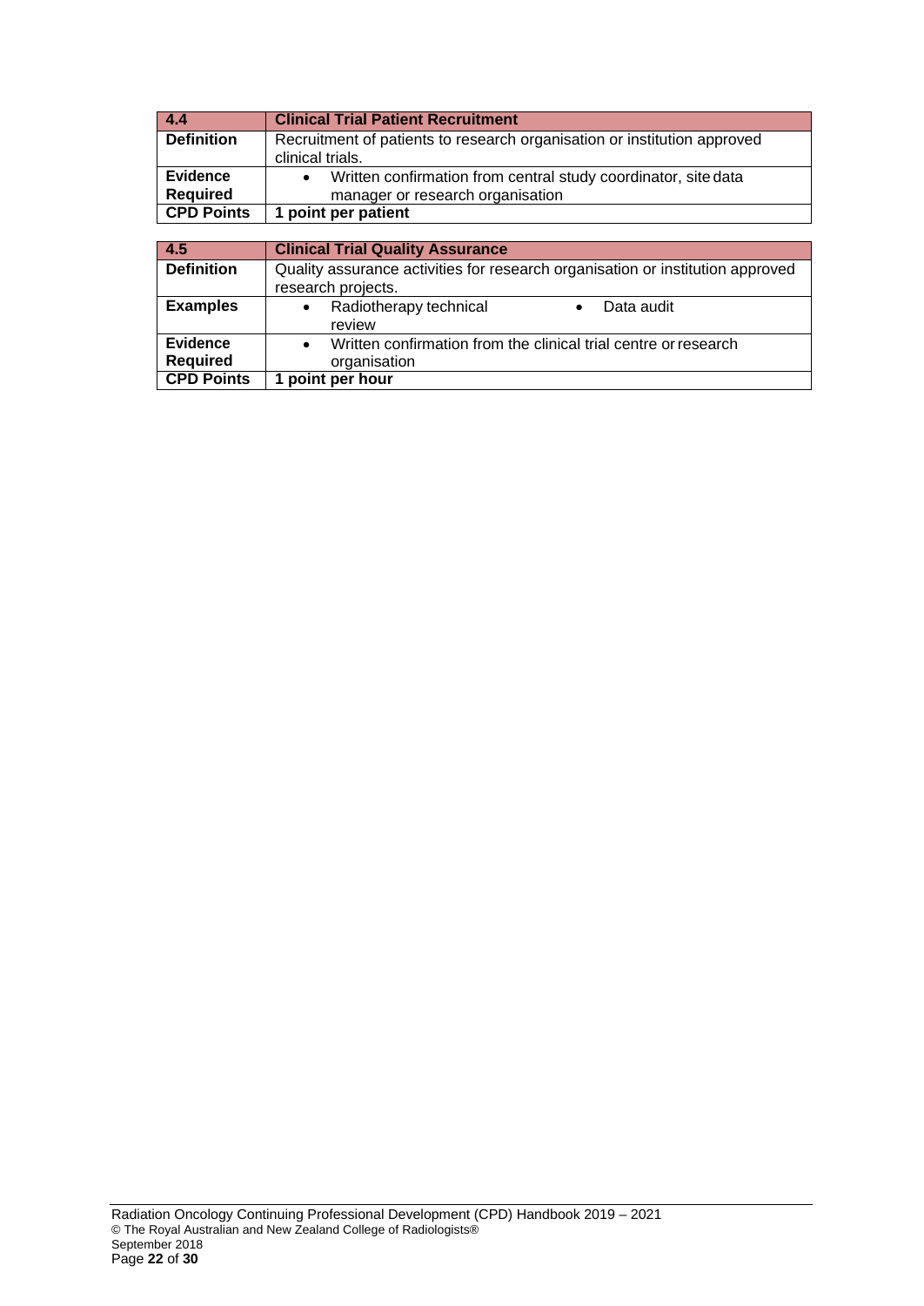| 4.4 | Clinical Trial Patient Recruitment |
|---|---|
| **Definition** | Recruitment of patients to research organisation or institution approved clinical trials. |
| **Evidence Required** | • Written confirmation from central study coordinator, site data manager or research organisation |
| **CPD Points** | **1 point per patient** |

| 4.5 | Clinical Trial Quality Assurance |
|---|---|
| **Definition** | Quality assurance activities for research organisation or institution approved research projects. |
| **Examples** | • Radiotherapy technical review • Data audit |
| **Evidence Required** | • Written confirmation from the clinical trial centre or research organisation |
| **CPD Points** | **1 point per hour** |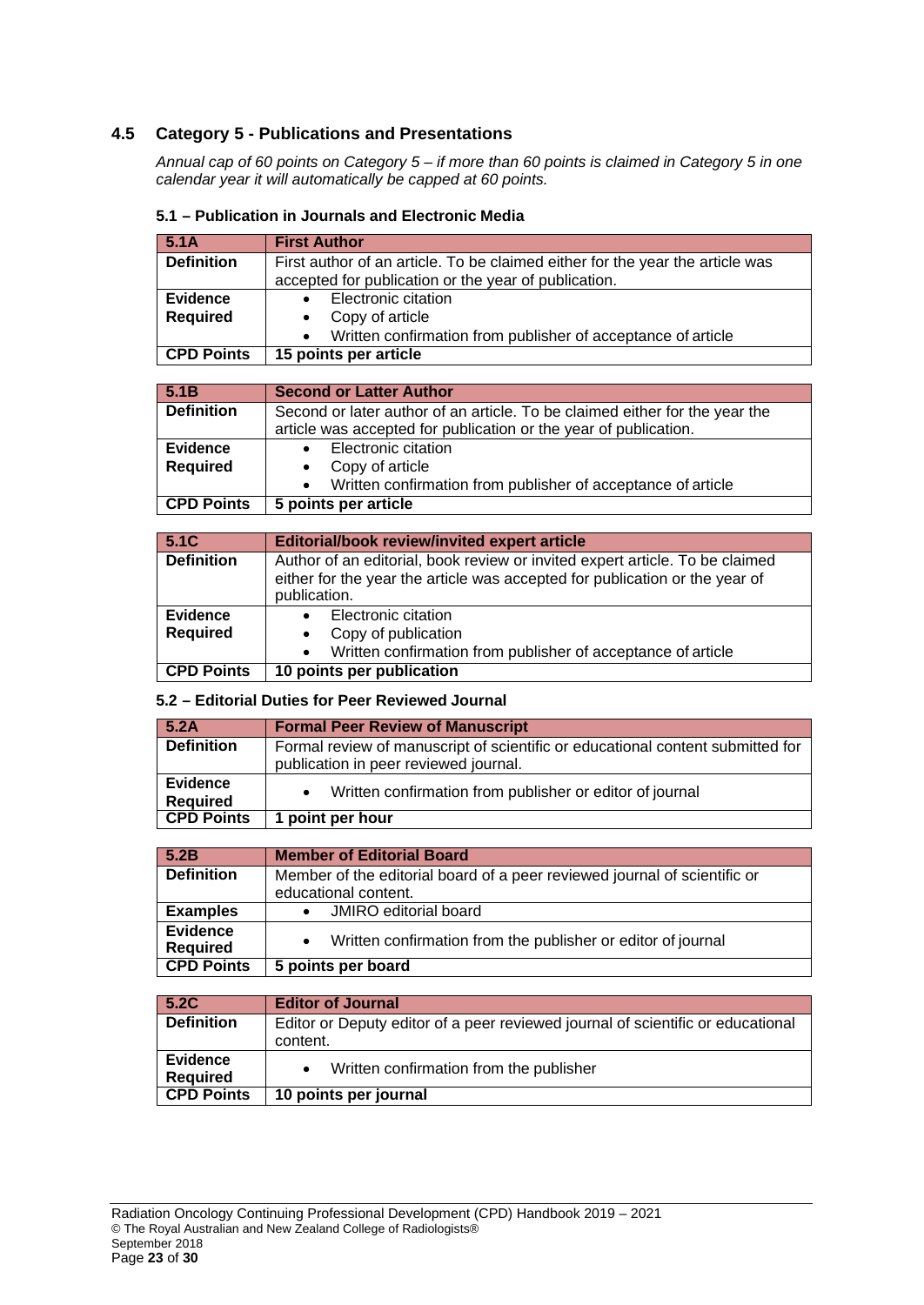## 4.5 Category 5 - Publications and Presentations

*Annual cap of 60 points on Category 5 – if more than 60 points is claimed in Category 5 in one calendar year it will automatically be capped at 60 points.*

### 5.1 – Publication in Journals and Electronic Media

| 5.1A | First Author |
|---|---|
| **Definition** | First author of an article. To be claimed either for the year the article was accepted for publication or the year of publication. |
| **Evidence Required** | • Electronic citation<br>• Copy of article<br>• Written confirmation from publisher of acceptance of article |
| **CPD Points** | **15 points per article** |

| 5.1B | Second or Latter Author |
|---|---|
| **Definition** | Second or later author of an article. To be claimed either for the year the article was accepted for publication or the year of publication. |
| **Evidence Required** | • Electronic citation<br>• Copy of article<br>• Written confirmation from publisher of acceptance of article |
| **CPD Points** | **5 points per article** |

| 5.1C | Editorial/book review/invited expert article |
|---|---|
| **Definition** | Author of an editorial, book review or invited expert article. To be claimed either for the year the article was accepted for publication or the year of publication. |
| **Evidence Required** | • Electronic citation<br>• Copy of publication<br>• Written confirmation from publisher of acceptance of article |
| **CPD Points** | **10 points per publication** |

### 5.2 – Editorial Duties for Peer Reviewed Journal

| 5.2A | Formal Peer Review of Manuscript |
|---|---|
| **Definition** | Formal review of manuscript of scientific or educational content submitted for publication in peer reviewed journal. |
| **Evidence Required** | • Written confirmation from publisher or editor of journal |
| **CPD Points** | **1 point per hour** |

| 5.2B | Member of Editorial Board |
|---|---|
| **Definition** | Member of the editorial board of a peer reviewed journal of scientific or educational content. |
| **Examples** | • JMIRO editorial board |
| **Evidence Required** | • Written confirmation from the publisher or editor of journal |
| **CPD Points** | **5 points per board** |

| 5.2C | Editor of Journal |
|---|---|
| **Definition** | Editor or Deputy editor of a peer reviewed journal of scientific or educational content. |
| **Evidence Required** | • Written confirmation from the publisher |
| **CPD Points** | **10 points per journal** |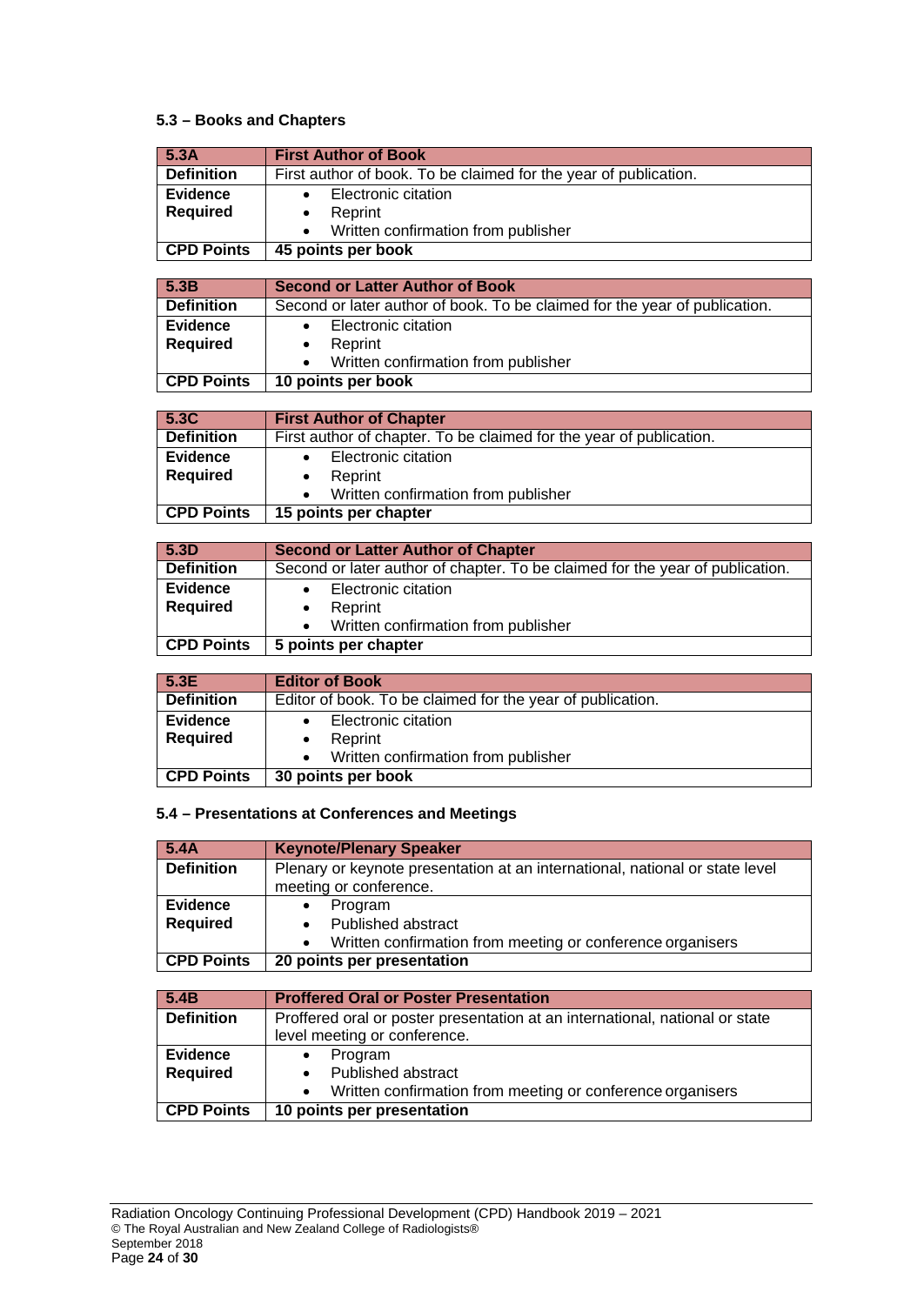### 5.3 – Books and Chapters

| **5.3A** | **First Author of Book** |
|---|---|
| **Definition** | First author of book. To be claimed for the year of publication. |
| **Evidence Required** | • Electronic citation<br>• Reprint<br>• Written confirmation from publisher |
| **CPD Points** | **45 points per book** |

| **5.3B** | **Second or Latter Author of Book** |
|---|---|
| **Definition** | Second or later author of book. To be claimed for the year of publication. |
| **Evidence Required** | • Electronic citation<br>• Reprint<br>• Written confirmation from publisher |
| **CPD Points** | **10 points per book** |

| **5.3C** | **First Author of Chapter** |
|---|---|
| **Definition** | First author of chapter. To be claimed for the year of publication. |
| **Evidence Required** | • Electronic citation<br>• Reprint<br>• Written confirmation from publisher |
| **CPD Points** | **15 points per chapter** |

| **5.3D** | **Second or Latter Author of Chapter** |
|---|---|
| **Definition** | Second or later author of chapter. To be claimed for the year of publication. |
| **Evidence Required** | • Electronic citation<br>• Reprint<br>• Written confirmation from publisher |
| **CPD Points** | **5 points per chapter** |

| **5.3E** | **Editor of Book** |
|---|---|
| **Definition** | Editor of book. To be claimed for the year of publication. |
| **Evidence Required** | • Electronic citation<br>• Reprint<br>• Written confirmation from publisher |
| **CPD Points** | **30 points per book** |

### 5.4 – Presentations at Conferences and Meetings

| **5.4A** | **Keynote/Plenary Speaker** |
|---|---|
| **Definition** | Plenary or keynote presentation at an international, national or state level meeting or conference. |
| **Evidence Required** | • Program<br>• Published abstract<br>• Written confirmation from meeting or conference organisers |
| **CPD Points** | **20 points per presentation** |

| **5.4B** | **Proffered Oral or Poster Presentation** |
|---|---|
| **Definition** | Proffered oral or poster presentation at an international, national or state level meeting or conference. |
| **Evidence Required** | • Program<br>• Published abstract<br>• Written confirmation from meeting or conference organisers |
| **CPD Points** | **10 points per presentation** |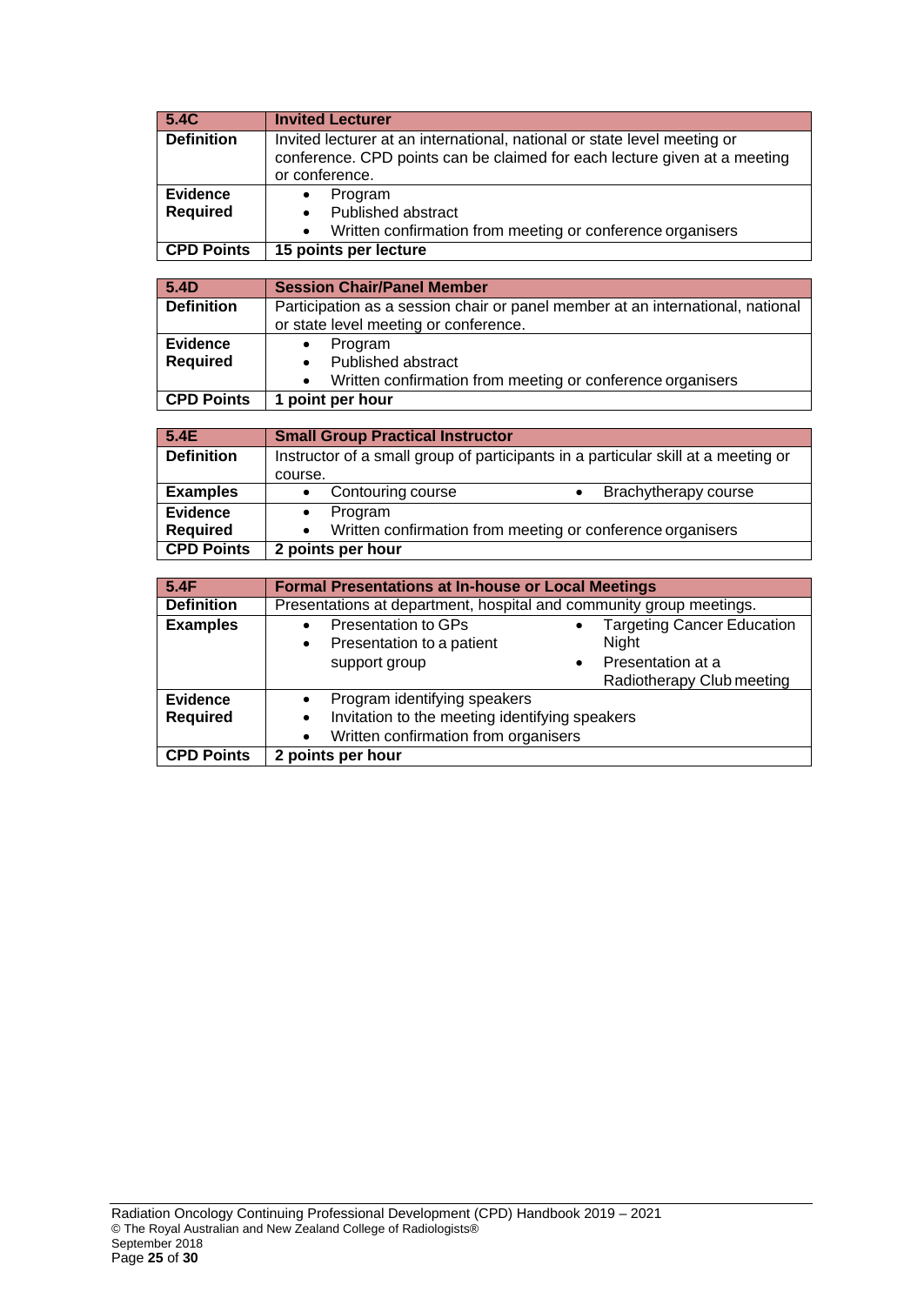| 5.4C | Invited Lecturer |
|---|---|
| **Definition** | Invited lecturer at an international, national or state level meeting or conference. CPD points can be claimed for each lecture given at a meeting or conference. |
| **Evidence Required** | • Program<br>• Published abstract<br>• Written confirmation from meeting or conference organisers |
| **CPD Points** | **15 points per lecture** |

| 5.4D | Session Chair/Panel Member |
|---|---|
| **Definition** | Participation as a session chair or panel member at an international, national or state level meeting or conference. |
| **Evidence Required** | • Program<br>• Published abstract<br>• Written confirmation from meeting or conference organisers |
| **CPD Points** | **1 point per hour** |

| 5.4E | Small Group Practical Instructor | |
|---|---|---|
| **Definition** | Instructor of a small group of participants in a particular skill at a meeting or course. | |
| **Examples** | • Contouring course | • Brachytherapy course |
| **Evidence Required** | • Program<br>• Written confirmation from meeting or conference organisers | |
| **CPD Points** | **2 points per hour** | |

| 5.4F | Formal Presentations at In-house or Local Meetings | |
|---|---|---|
| **Definition** | Presentations at department, hospital and community group meetings. | |
| **Examples** | • Presentation to GPs<br>• Presentation to a patient support group | • Targeting Cancer Education Night<br>• Presentation at a Radiotherapy Club meeting |
| **Evidence Required** | • Program identifying speakers<br>• Invitation to the meeting identifying speakers<br>• Written confirmation from organisers | |
| **CPD Points** | **2 points per hour** | |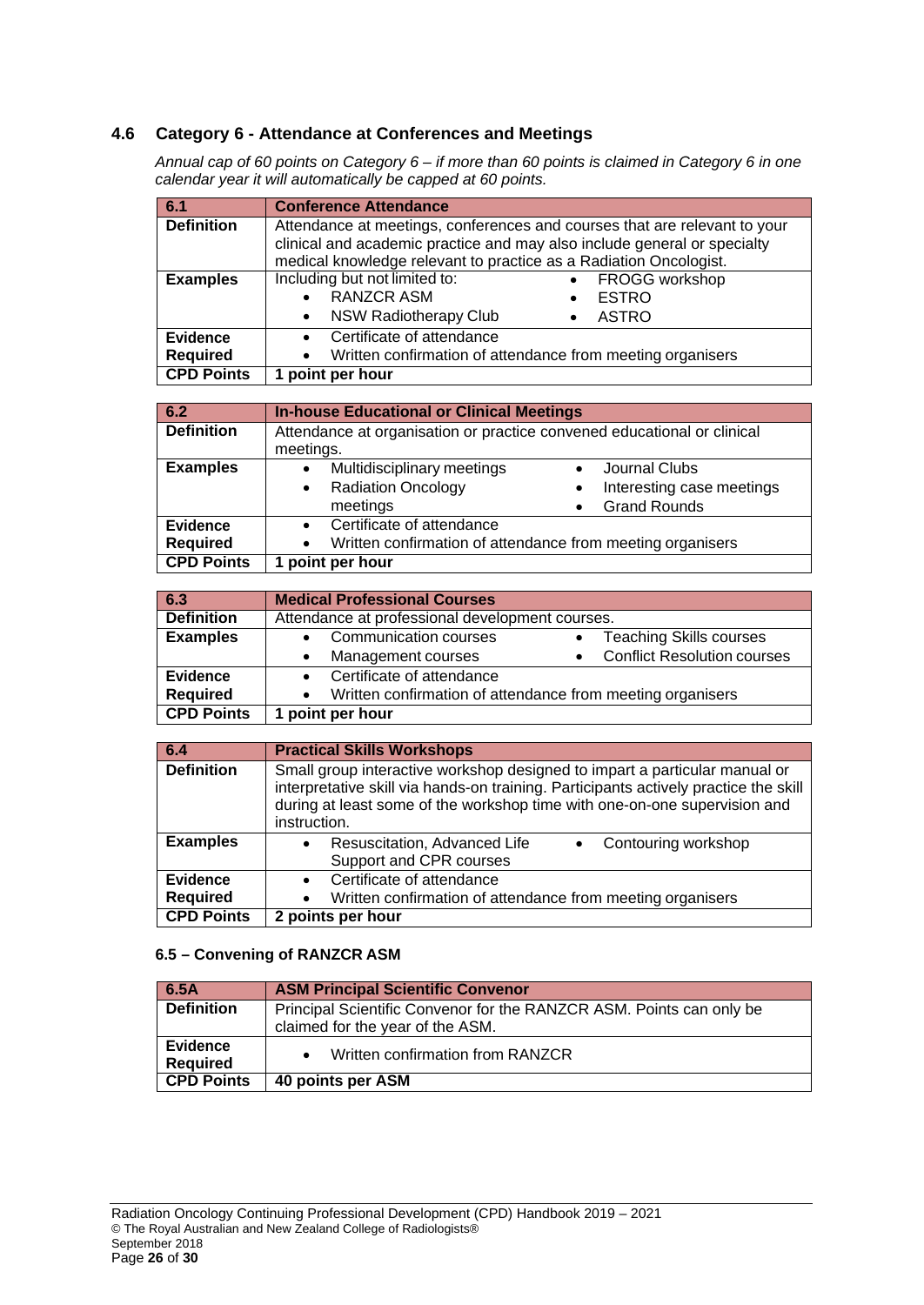## 4.6 Category 6 - Attendance at Conferences and Meetings

*Annual cap of 60 points on Category 6 – if more than 60 points is claimed in Category 6 in one calendar year it will automatically be capped at 60 points.*

| 6.1 | Conference Attendance |
|---|---|
| **Definition** | Attendance at meetings, conferences and courses that are relevant to your clinical and academic practice and may also include general or specialty medical knowledge relevant to practice as a Radiation Oncologist. |
| **Examples** | Including but not limited to: • RANZCR ASM • NSW Radiotherapy Club • FROGG workshop • ESTRO • ASTRO |
| **Evidence Required** | • Certificate of attendance • Written confirmation of attendance from meeting organisers |
| **CPD Points** | **1 point per hour** |

| 6.2 | In-house Educational or Clinical Meetings |
|---|---|
| **Definition** | Attendance at organisation or practice convened educational or clinical meetings. |
| **Examples** | • Multidisciplinary meetings • Radiation Oncology meetings • Journal Clubs • Interesting case meetings • Grand Rounds |
| **Evidence Required** | • Certificate of attendance • Written confirmation of attendance from meeting organisers |
| **CPD Points** | **1 point per hour** |

| 6.3 | Medical Professional Courses |
|---|---|
| **Definition** | Attendance at professional development courses. |
| **Examples** | • Communication courses • Management courses • Teaching Skills courses • Conflict Resolution courses |
| **Evidence Required** | • Certificate of attendance • Written confirmation of attendance from meeting organisers |
| **CPD Points** | **1 point per hour** |

| 6.4 | Practical Skills Workshops |
|---|---|
| **Definition** | Small group interactive workshop designed to impart a particular manual or interpretative skill via hands-on training. Participants actively practice the skill during at least some of the workshop time with one-on-one supervision and instruction. |
| **Examples** | • Resuscitation, Advanced Life Support and CPR courses • Contouring workshop |
| **Evidence Required** | • Certificate of attendance • Written confirmation of attendance from meeting organisers |
| **CPD Points** | **2 points per hour** |

### 6.5 – Convening of RANZCR ASM

| 6.5A | ASM Principal Scientific Convenor |
|---|---|
| **Definition** | Principal Scientific Convenor for the RANZCR ASM. Points can only be claimed for the year of the ASM. |
| **Evidence Required** | • Written confirmation from RANZCR |
| **CPD Points** | **40 points per ASM** |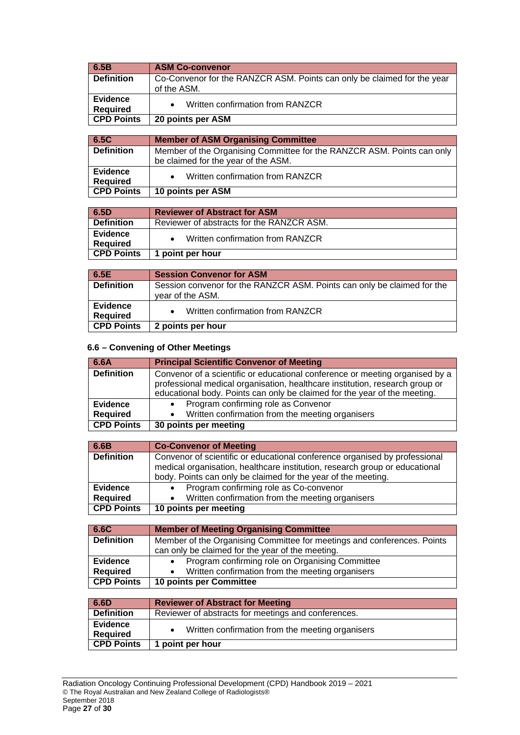| 6.5B | ASM Co-convenor |
| --- | --- |
| Definition | Co-Convenor for the RANZCR ASM. Points can only be claimed for the year of the ASM. |
| Evidence Required | • Written confirmation from RANZCR |
| CPD Points | **20 points per ASM** |

| 6.5C | Member of ASM Organising Committee |
| --- | --- |
| Definition | Member of the Organising Committee for the RANZCR ASM. Points can only be claimed for the year of the ASM. |
| Evidence Required | • Written confirmation from RANZCR |
| CPD Points | **10 points per ASM** |

| 6.5D | Reviewer of Abstract for ASM |
| --- | --- |
| Definition | Reviewer of abstracts for the RANZCR ASM. |
| Evidence Required | • Written confirmation from RANZCR |
| CPD Points | **1 point per hour** |

| 6.5E | Session Convenor for ASM |
| --- | --- |
| Definition | Session convenor for the RANZCR ASM. Points can only be claimed for the year of the ASM. |
| Evidence Required | • Written confirmation from RANZCR |
| CPD Points | **2 points per hour** |

### 6.6 – Convening of Other Meetings

| 6.6A | Principal Scientific Convenor of Meeting |
| --- | --- |
| Definition | Convenor of a scientific or educational conference or meeting organised by a professional medical organisation, healthcare institution, research group or educational body. Points can only be claimed for the year of the meeting. |
| Evidence Required | • Program confirming role as Convenor<br>• Written confirmation from the meeting organisers |
| CPD Points | **30 points per meeting** |

| 6.6B | Co-Convenor of Meeting |
| --- | --- |
| Definition | Convenor of scientific or educational conference organised by professional medical organisation, healthcare institution, research group or educational body. Points can only be claimed for the year of the meeting. |
| Evidence Required | • Program confirming role as Co-convenor<br>• Written confirmation from the meeting organisers |
| CPD Points | **10 points per meeting** |

| 6.6C | Member of Meeting Organising Committee |
| --- | --- |
| Definition | Member of the Organising Committee for meetings and conferences. Points can only be claimed for the year of the meeting. |
| Evidence Required | • Program confirming role on Organising Committee<br>• Written confirmation from the meeting organisers |
| CPD Points | **10 points per Committee** |

| 6.6D | Reviewer of Abstract for Meeting |
| --- | --- |
| Definition | Reviewer of abstracts for meetings and conferences. |
| Evidence Required | • Written confirmation from the meeting organisers |
| CPD Points | **1 point per hour** |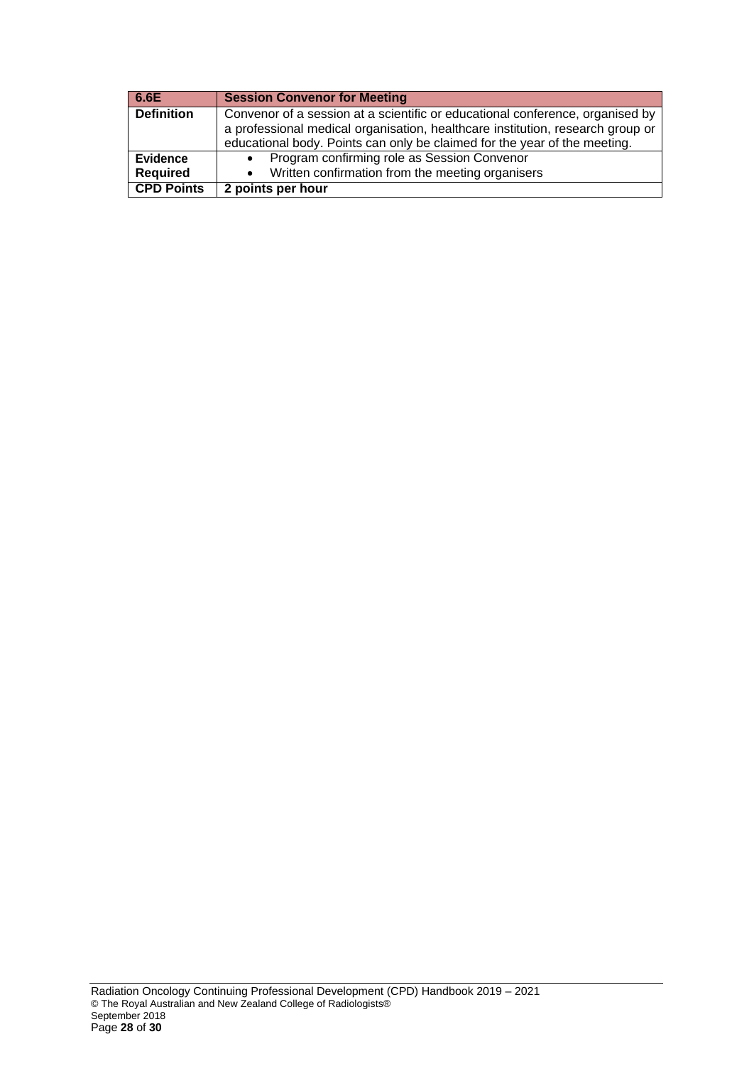| 6.6E | Session Convenor for Meeting |
|---|---|
| **Definition** | Convenor of a session at a scientific or educational conference, organised by a professional medical organisation, healthcare institution, research group or educational body. Points can only be claimed for the year of the meeting. |
| **Evidence Required** | • Program confirming role as Session Convenor<br>• Written confirmation from the meeting organisers |
| **CPD Points** | **2 points per hour** |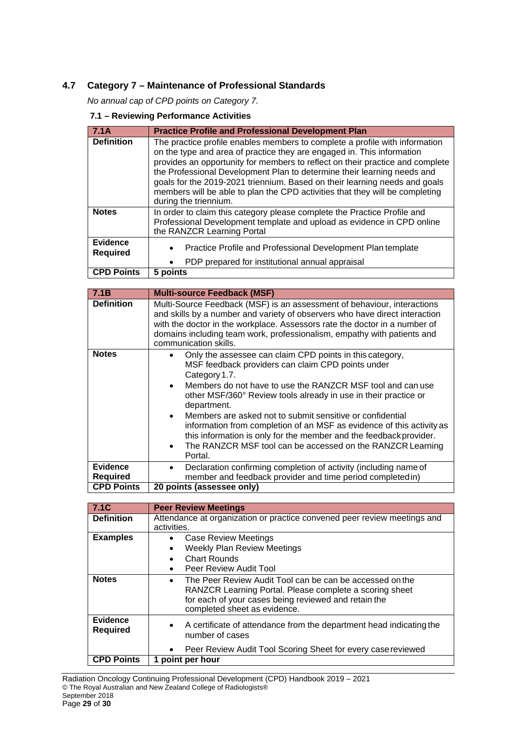## 4.7 Category 7 – Maintenance of Professional Standards

*No annual cap of CPD points on Category 7.*

### 7.1 – Reviewing Performance Activities

| 7.1A | Practice Profile and Professional Development Plan |
|---|---|
| Definition | The practice profile enables members to complete a profile with information on the type and area of practice they are engaged in. This information provides an opportunity for members to reflect on their practice and complete the Professional Development Plan to determine their learning needs and goals for the 2019-2021 triennium. Based on their learning needs and goals members will be able to plan the CPD activities that they will be completing during the triennium. |
| Notes | In order to claim this category please complete the Practice Profile and Professional Development template and upload as evidence in CPD online the RANZCR Learning Portal |
| Evidence Required | • Practice Profile and Professional Development Plan template<br>• PDP prepared for institutional annual appraisal |
| CPD Points | **5 points** |

| 7.1B | Multi-source Feedback (MSF) |
|---|---|
| Definition | Multi-Source Feedback (MSF) is an assessment of behaviour, interactions and skills by a number and variety of observers who have direct interaction with the doctor in the workplace. Assessors rate the doctor in a number of domains including team work, professionalism, empathy with patients and communication skills. |
| Notes | • Only the assessee can claim CPD points in this category, MSF feedback providers can claim CPD points under Category 1.7.<br>• Members do not have to use the RANZCR MSF tool and can use other MSF/360° Review tools already in use in their practice or department.<br>• Members are asked not to submit sensitive or confidential information from completion of an MSF as evidence of this activity as this information is only for the member and the feedback provider.<br>• The RANZCR MSF tool can be accessed on the RANZCR Learning Portal. |
| Evidence Required | • Declaration confirming completion of activity (including name of member and feedback provider and time period completed in) |
| CPD Points | **20 points (assessee only)** |

| 7.1C | Peer Review Meetings |
|---|---|
| Definition | Attendance at organization or practice convened peer review meetings and activities. |
| Examples | • Case Review Meetings<br>• Weekly Plan Review Meetings<br>• Chart Rounds<br>• Peer Review Audit Tool |
| Notes | • The Peer Review Audit Tool can be can be accessed on the RANZCR Learning Portal. Please complete a scoring sheet for each of your cases being reviewed and retain the completed sheet as evidence. |
| Evidence Required | • A certificate of attendance from the department head indicating the number of cases<br>• Peer Review Audit Tool Scoring Sheet for every case reviewed |
| CPD Points | **1 point per hour** |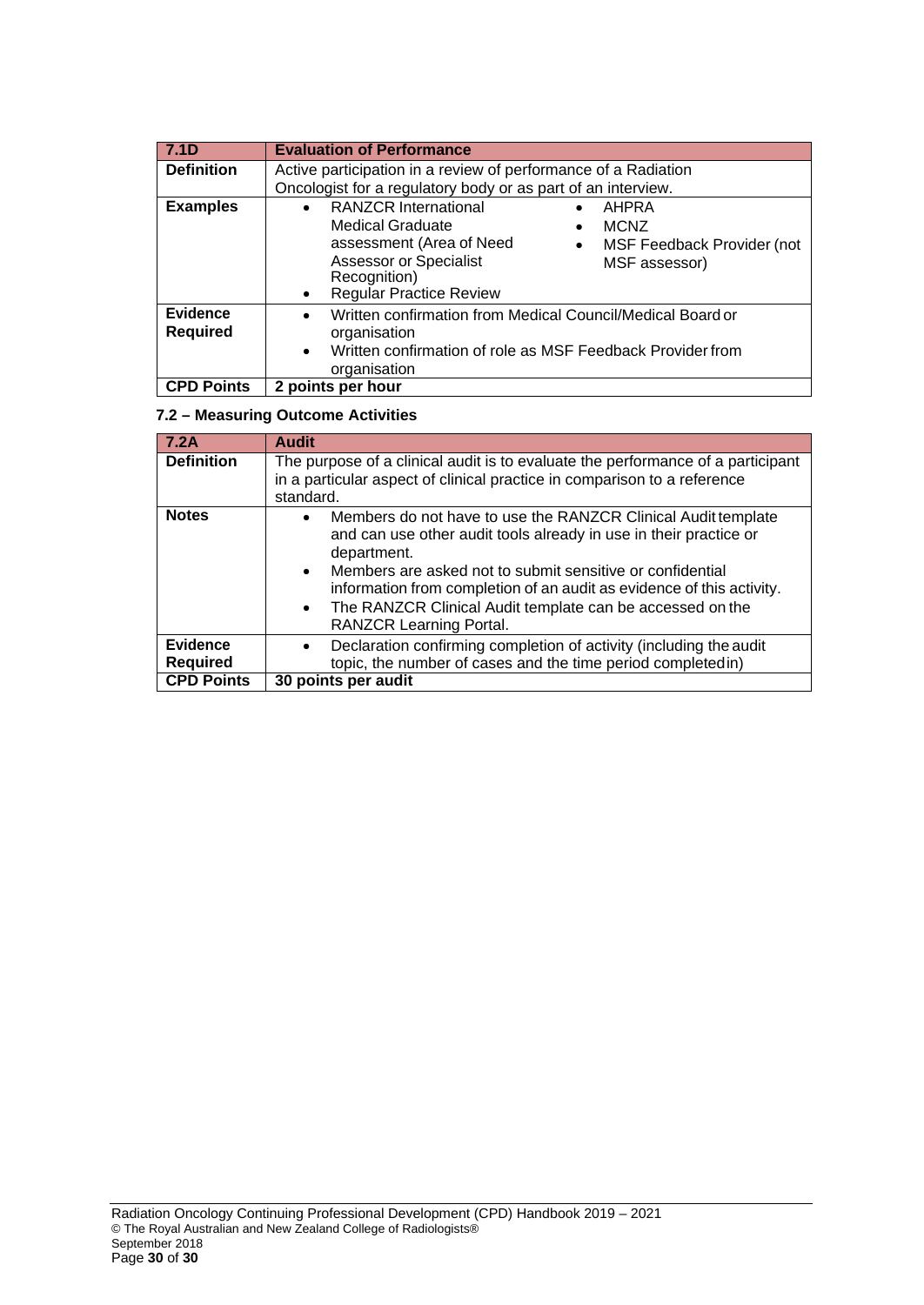| 7.1D | Evaluation of Performance |
|---|---|
| **Definition** | Active participation in a review of performance of a Radiation Oncologist for a regulatory body or as part of an interview. |
| **Examples** | • RANZCR International Medical Graduate assessment (Area of Need Assessor or Specialist Recognition)<br>• Regular Practice Review<br>• AHPRA<br>• MCNZ<br>• MSF Feedback Provider (not MSF assessor) |
| **Evidence Required** | • Written confirmation from Medical Council/Medical Board or organisation<br>• Written confirmation of role as MSF Feedback Provider from organisation |
| **CPD Points** | **2 points per hour** |

### 7.2 – Measuring Outcome Activities

| 7.2A | Audit |
|---|---|
| **Definition** | The purpose of a clinical audit is to evaluate the performance of a participant in a particular aspect of clinical practice in comparison to a reference standard. |
| **Notes** | • Members do not have to use the RANZCR Clinical Audit template and can use other audit tools already in use in their practice or department.<br>• Members are asked not to submit sensitive or confidential information from completion of an audit as evidence of this activity.<br>• The RANZCR Clinical Audit template can be accessed on the RANZCR Learning Portal. |
| **Evidence Required** | • Declaration confirming completion of activity (including the audit topic, the number of cases and the time period completed in) |
| **CPD Points** | **30 points per audit** |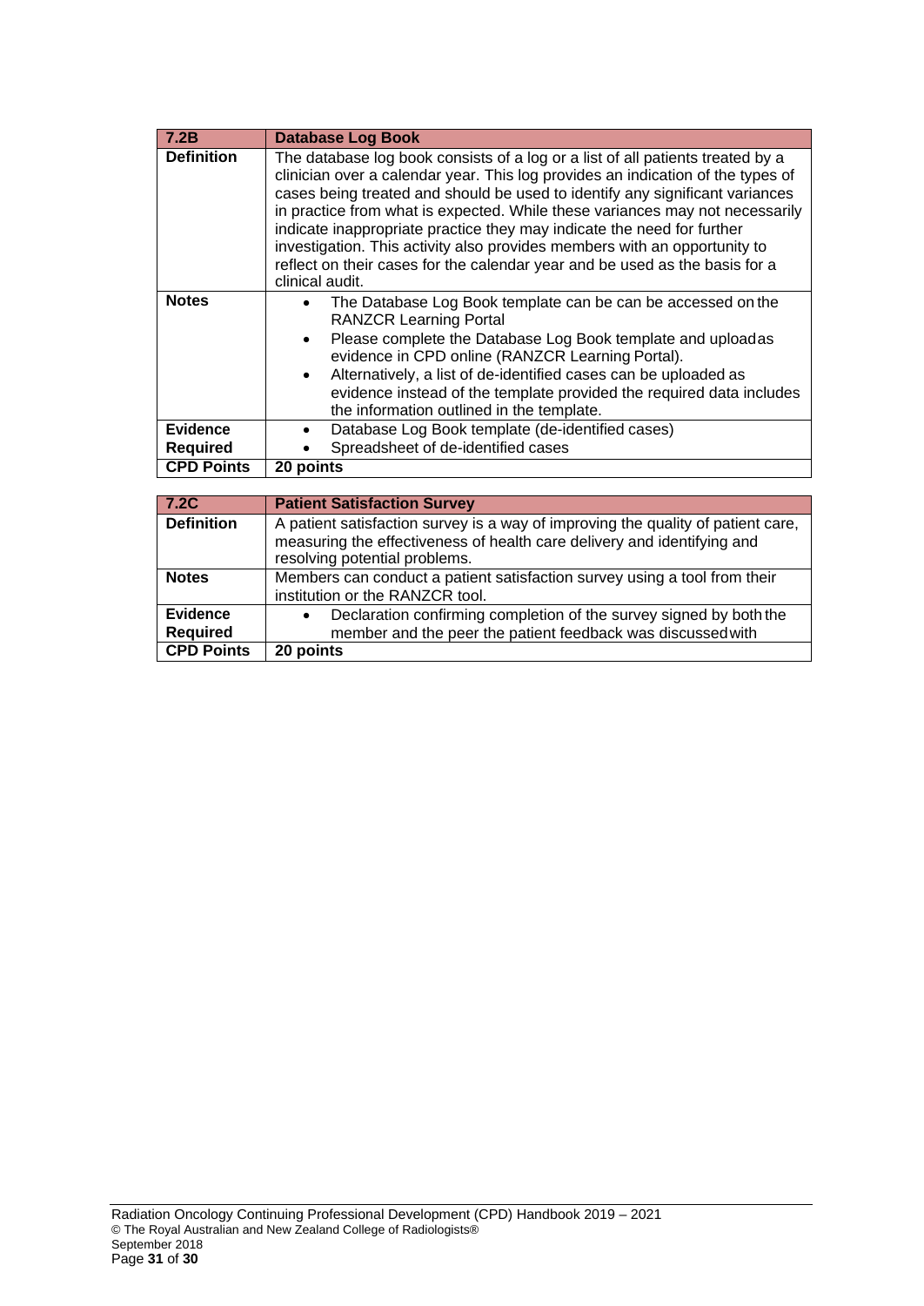| 7.2B | Database Log Book |
|---|---|
| **Definition** | The database log book consists of a log or a list of all patients treated by a clinician over a calendar year. This log provides an indication of the types of cases being treated and should be used to identify any significant variances in practice from what is expected. While these variances may not necessarily indicate inappropriate practice they may indicate the need for further investigation. This activity also provides members with an opportunity to reflect on their cases for the calendar year and be used as the basis for a clinical audit. |
| **Notes** | • The Database Log Book template can be can be accessed on the RANZCR Learning Portal<br>• Please complete the Database Log Book template and uploadas evidence in CPD online (RANZCR Learning Portal).<br>• Alternatively, a list of de-identified cases can be uploaded as evidence instead of the template provided the required data includes the information outlined in the template. |
| **Evidence Required** | • Database Log Book template (de-identified cases)<br>• Spreadsheet of de-identified cases |
| **CPD Points** | **20 points** |

| 7.2C | Patient Satisfaction Survey |
|---|---|
| **Definition** | A patient satisfaction survey is a way of improving the quality of patient care, measuring the effectiveness of health care delivery and identifying and resolving potential problems. |
| **Notes** | Members can conduct a patient satisfaction survey using a tool from their institution or the RANZCR tool. |
| **Evidence Required** | • Declaration confirming completion of the survey signed by both the member and the peer the patient feedback was discussedwith |
| **CPD Points** | **20 points** |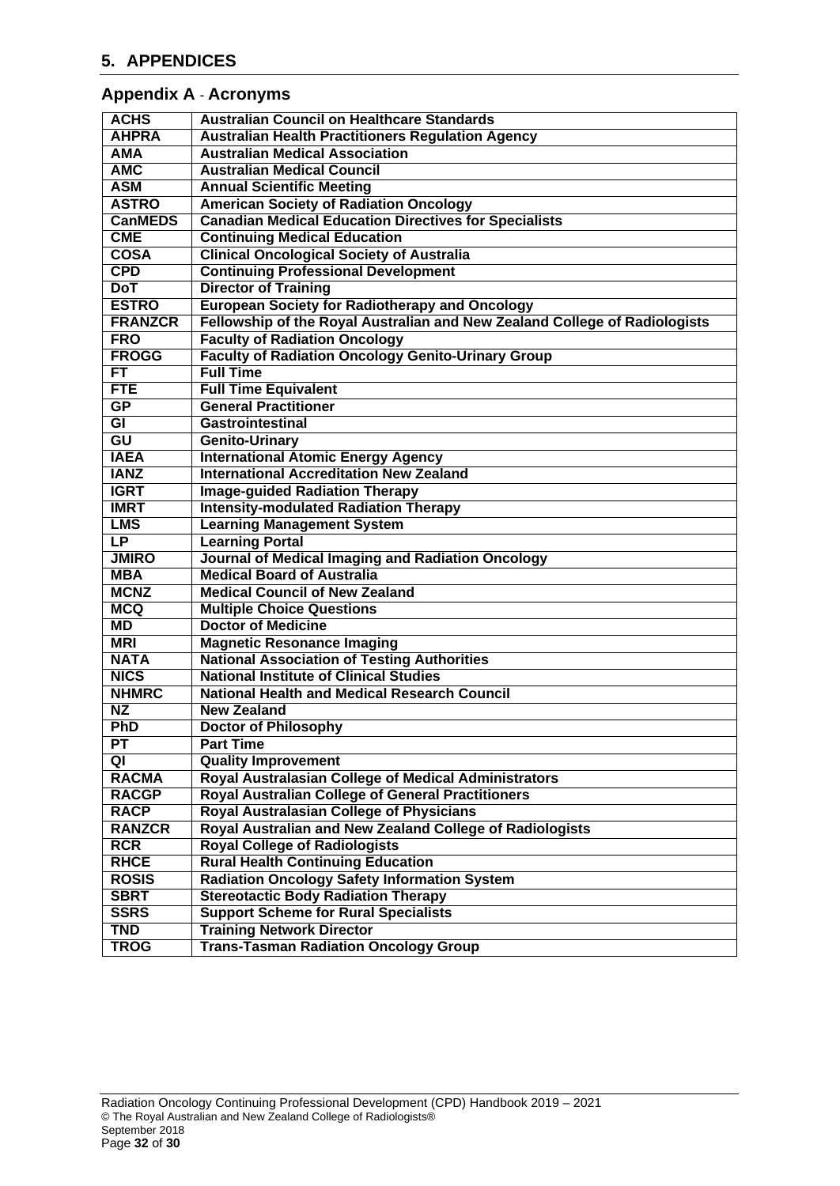## 5. APPENDICES

### Appendix A - Acronyms

| | |
|---|---|
| **ACHS** | **Australian Council on Healthcare Standards** |
| **AHPRA** | **Australian Health Practitioners Regulation Agency** |
| **AMA** | **Australian Medical Association** |
| **AMC** | **Australian Medical Council** |
| **ASM** | **Annual Scientific Meeting** |
| **ASTRO** | **American Society of Radiation Oncology** |
| **CanMEDS** | **Canadian Medical Education Directives for Specialists** |
| **CME** | **Continuing Medical Education** |
| **COSA** | **Clinical Oncological Society of Australia** |
| **CPD** | **Continuing Professional Development** |
| **DoT** | **Director of Training** |
| **ESTRO** | **European Society for Radiotherapy and Oncology** |
| **FRANZCR** | **Fellowship of the Royal Australian and New Zealand College of Radiologists** |
| **FRO** | **Faculty of Radiation Oncology** |
| **FROGG** | **Faculty of Radiation Oncology Genito-Urinary Group** |
| **FT** | **Full Time** |
| **FTE** | **Full Time Equivalent** |
| **GP** | **General Practitioner** |
| **GI** | **Gastrointestinal** |
| **GU** | **Genito-Urinary** |
| **IAEA** | **International Atomic Energy Agency** |
| **IANZ** | **International Accreditation New Zealand** |
| **IGRT** | **Image-guided Radiation Therapy** |
| **IMRT** | **Intensity-modulated Radiation Therapy** |
| **LMS** | **Learning Management System** |
| **LP** | **Learning Portal** |
| **JMIRO** | **Journal of Medical Imaging and Radiation Oncology** |
| **MBA** | **Medical Board of Australia** |
| **MCNZ** | **Medical Council of New Zealand** |
| **MCQ** | **Multiple Choice Questions** |
| **MD** | **Doctor of Medicine** |
| **MRI** | **Magnetic Resonance Imaging** |
| **NATA** | **National Association of Testing Authorities** |
| **NICS** | **National Institute of Clinical Studies** |
| **NHMRC** | **National Health and Medical Research Council** |
| **NZ** | **New Zealand** |
| **PhD** | **Doctor of Philosophy** |
| **PT** | **Part Time** |
| **QI** | **Quality Improvement** |
| **RACMA** | **Royal Australasian College of Medical Administrators** |
| **RACGP** | **Royal Australian College of General Practitioners** |
| **RACP** | **Royal Australasian College of Physicians** |
| **RANZCR** | **Royal Australian and New Zealand College of Radiologists** |
| **RCR** | **Royal College of Radiologists** |
| **RHCE** | **Rural Health Continuing Education** |
| **ROSIS** | **Radiation Oncology Safety Information System** |
| **SBRT** | **Stereotactic Body Radiation Therapy** |
| **SSRS** | **Support Scheme for Rural Specialists** |
| **TND** | **Training Network Director** |
| **TROG** | **Trans-Tasman Radiation Oncology Group** |